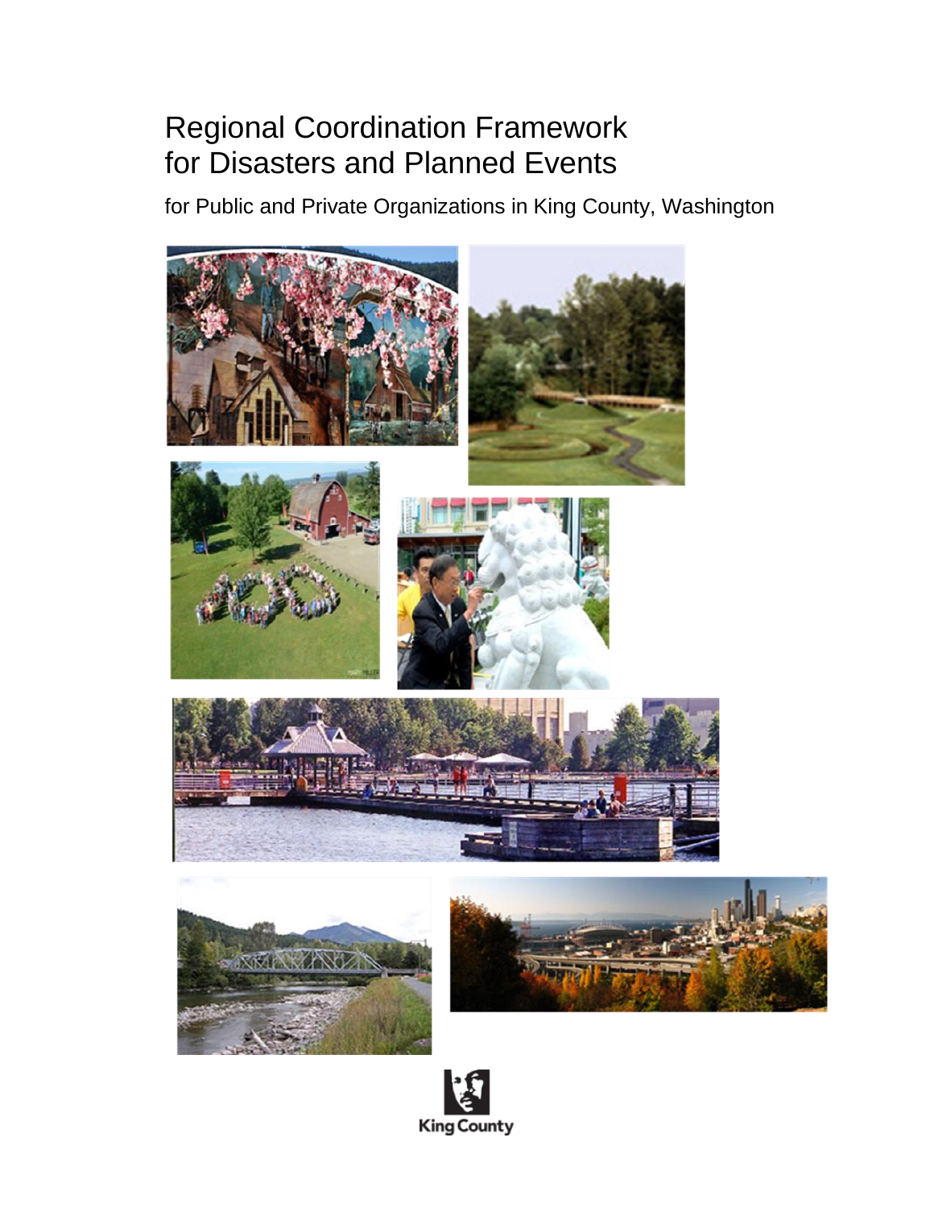# Regional Coordination Framework for Disasters and Planned Events

for Public and Private Organizations in King County, Washington

King County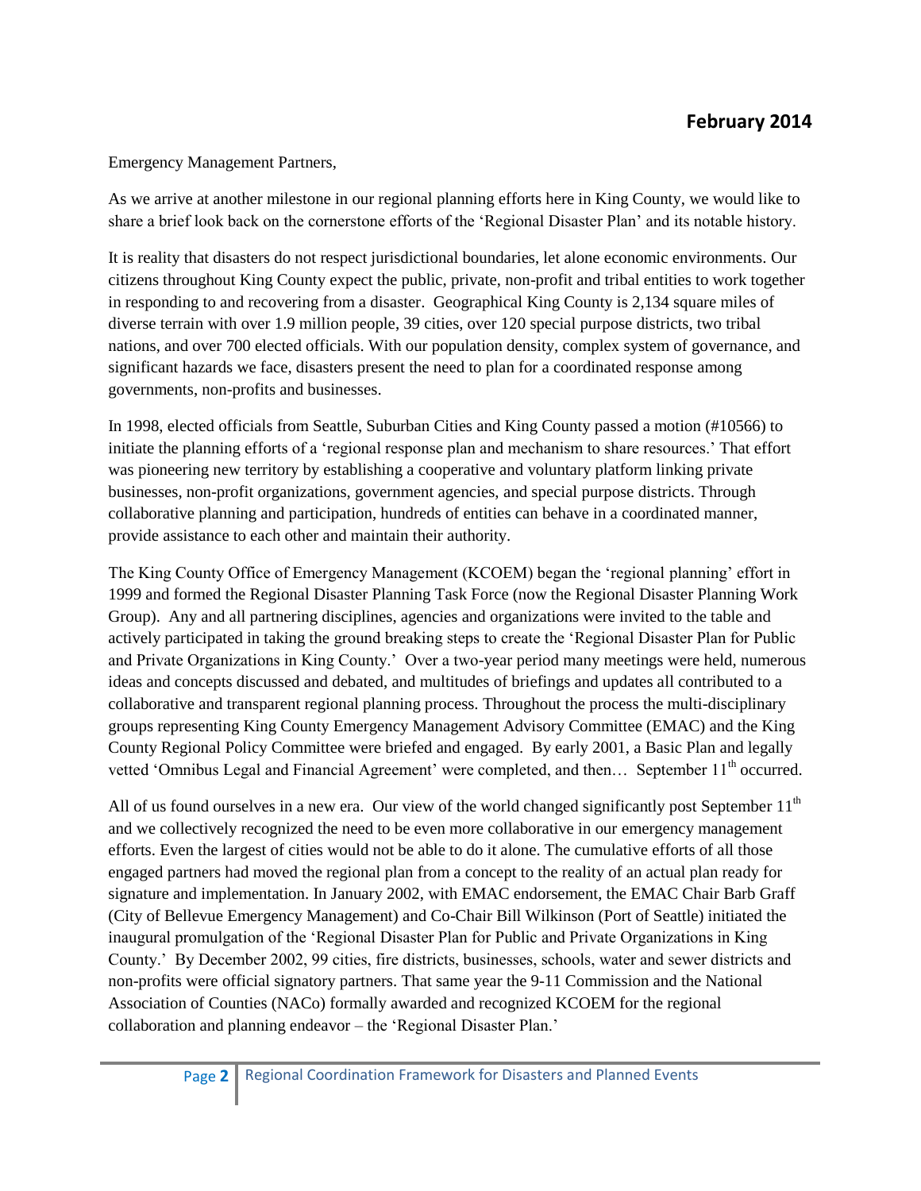**February 2014**

Emergency Management Partners,

As we arrive at another milestone in our regional planning efforts here in King County, we would like to share a brief look back on the cornerstone efforts of the 'Regional Disaster Plan' and its notable history.

It is reality that disasters do not respect jurisdictional boundaries, let alone economic environments. Our citizens throughout King County expect the public, private, non-profit and tribal entities to work together in responding to and recovering from a disaster. Geographical King County is 2,134 square miles of diverse terrain with over 1.9 million people, 39 cities, over 120 special purpose districts, two tribal nations, and over 700 elected officials. With our population density, complex system of governance, and significant hazards we face, disasters present the need to plan for a coordinated response among governments, non-profits and businesses.

In 1998, elected officials from Seattle, Suburban Cities and King County passed a motion (#10566) to initiate the planning efforts of a 'regional response plan and mechanism to share resources.' That effort was pioneering new territory by establishing a cooperative and voluntary platform linking private businesses, non-profit organizations, government agencies, and special purpose districts. Through collaborative planning and participation, hundreds of entities can behave in a coordinated manner, provide assistance to each other and maintain their authority.

The King County Office of Emergency Management (KCOEM) began the 'regional planning' effort in 1999 and formed the Regional Disaster Planning Task Force (now the Regional Disaster Planning Work Group). Any and all partnering disciplines, agencies and organizations were invited to the table and actively participated in taking the ground breaking steps to create the 'Regional Disaster Plan for Public and Private Organizations in King County.' Over a two-year period many meetings were held, numerous ideas and concepts discussed and debated, and multitudes of briefings and updates all contributed to a collaborative and transparent regional planning process. Throughout the process the multi-disciplinary groups representing King County Emergency Management Advisory Committee (EMAC) and the King County Regional Policy Committee were briefed and engaged. By early 2001, a Basic Plan and legally vetted 'Omnibus Legal and Financial Agreement' were completed, and then… September 11th occurred.

All of us found ourselves in a new era. Our view of the world changed significantly post September 11th and we collectively recognized the need to be even more collaborative in our emergency management efforts. Even the largest of cities would not be able to do it alone. The cumulative efforts of all those engaged partners had moved the regional plan from a concept to the reality of an actual plan ready for signature and implementation. In January 2002, with EMAC endorsement, the EMAC Chair Barb Graff (City of Bellevue Emergency Management) and Co-Chair Bill Wilkinson (Port of Seattle) initiated the inaugural promulgation of the 'Regional Disaster Plan for Public and Private Organizations in King County.' By December 2002, 99 cities, fire districts, businesses, schools, water and sewer districts and non-profits were official signatory partners. That same year the 9-11 Commission and the National Association of Counties (NACo) formally awarded and recognized KCOEM for the regional collaboration and planning endeavor – the 'Regional Disaster Plan.'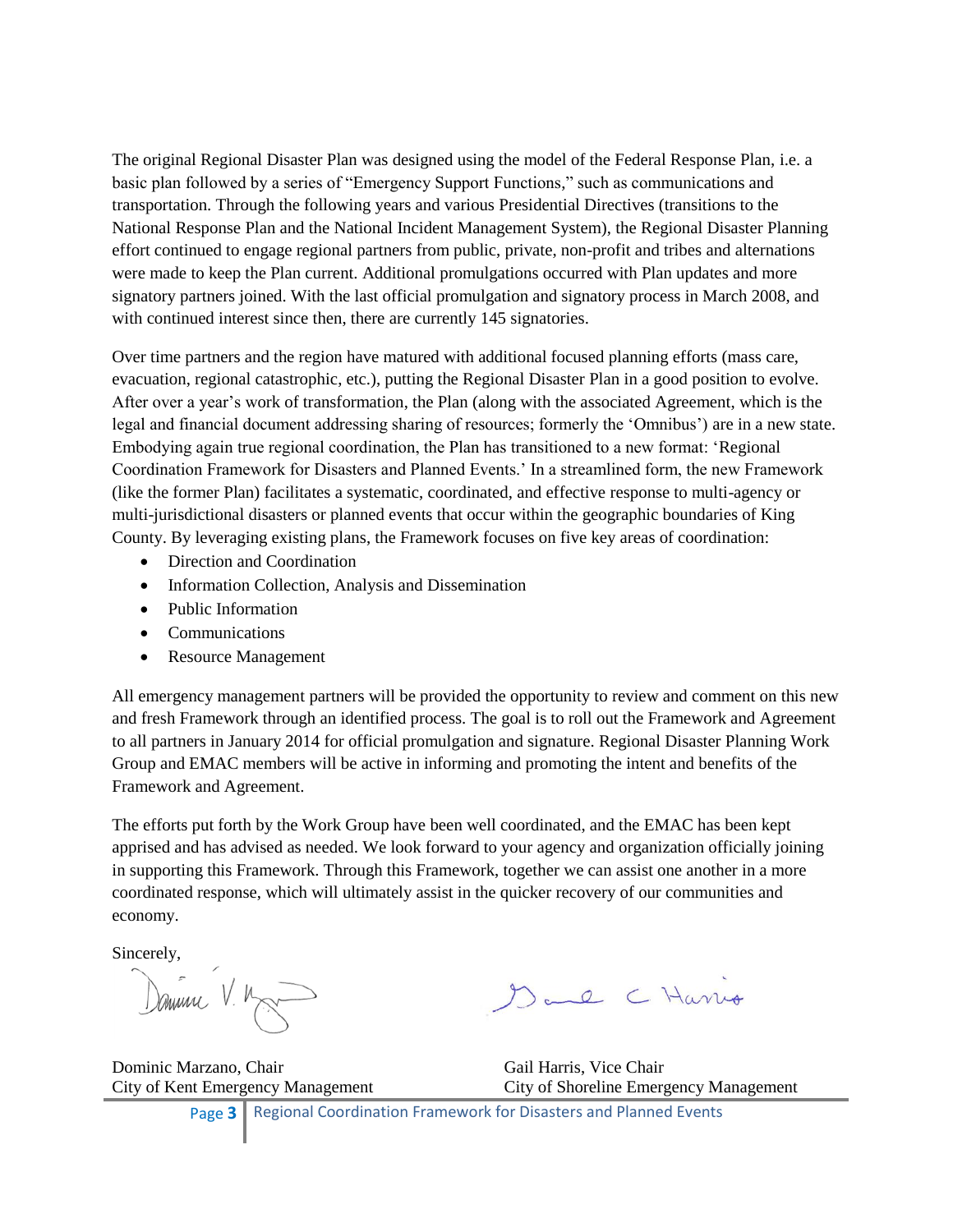The original Regional Disaster Plan was designed using the model of the Federal Response Plan, i.e. a basic plan followed by a series of "Emergency Support Functions," such as communications and transportation. Through the following years and various Presidential Directives (transitions to the National Response Plan and the National Incident Management System), the Regional Disaster Planning effort continued to engage regional partners from public, private, non-profit and tribes and alternations were made to keep the Plan current. Additional promulgations occurred with Plan updates and more signatory partners joined. With the last official promulgation and signatory process in March 2008, and with continued interest since then, there are currently 145 signatories.

Over time partners and the region have matured with additional focused planning efforts (mass care, evacuation, regional catastrophic, etc.), putting the Regional Disaster Plan in a good position to evolve. After over a year's work of transformation, the Plan (along with the associated Agreement, which is the legal and financial document addressing sharing of resources; formerly the 'Omnibus') are in a new state. Embodying again true regional coordination, the Plan has transitioned to a new format: 'Regional Coordination Framework for Disasters and Planned Events.' In a streamlined form, the new Framework (like the former Plan) facilitates a systematic, coordinated, and effective response to multi-agency or multi-jurisdictional disasters or planned events that occur within the geographic boundaries of King County. By leveraging existing plans, the Framework focuses on five key areas of coordination:

- Direction and Coordination
- Information Collection, Analysis and Dissemination
- Public Information
- Communications
- Resource Management

All emergency management partners will be provided the opportunity to review and comment on this new and fresh Framework through an identified process. The goal is to roll out the Framework and Agreement to all partners in January 2014 for official promulgation and signature. Regional Disaster Planning Work Group and EMAC members will be active in informing and promoting the intent and benefits of the Framework and Agreement.

The efforts put forth by the Work Group have been well coordinated, and the EMAC has been kept apprised and has advised as needed. We look forward to your agency and organization officially joining in supporting this Framework. Through this Framework, together we can assist one another in a more coordinated response, which will ultimately assist in the quicker recovery of our communities and economy.

Sincerely,

Dominic Marzano, Chair
City of Kent Emergency Management

Gail Harris, Vice Chair
City of Shoreline Emergency Management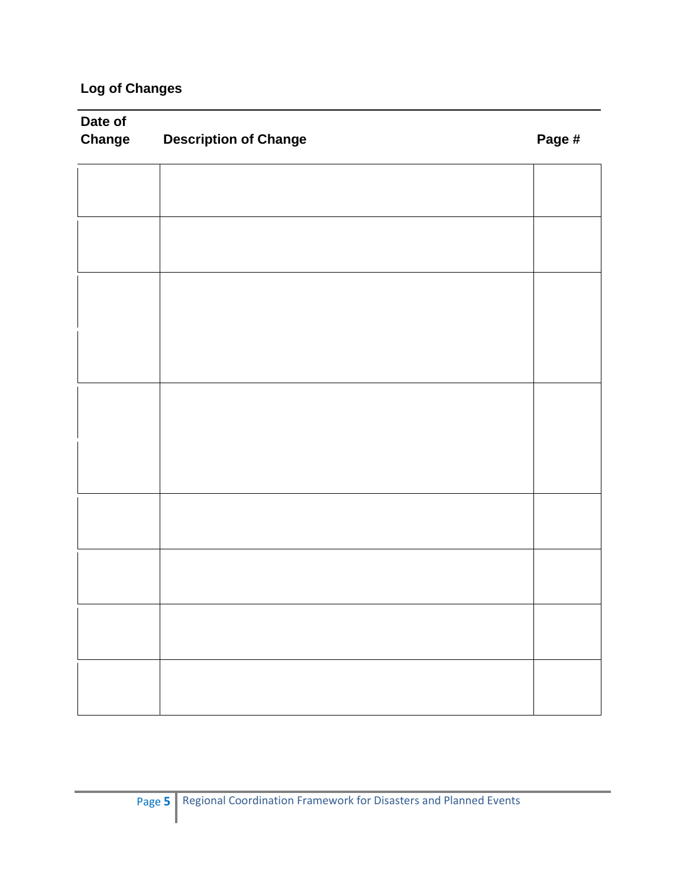## Log of Changes

| Date of Change | Description of Change | Page # |
|---|---|---|
| | | |
| | | |
| | | |
| | | |
| | | |
| | | |
| | | |
| | | |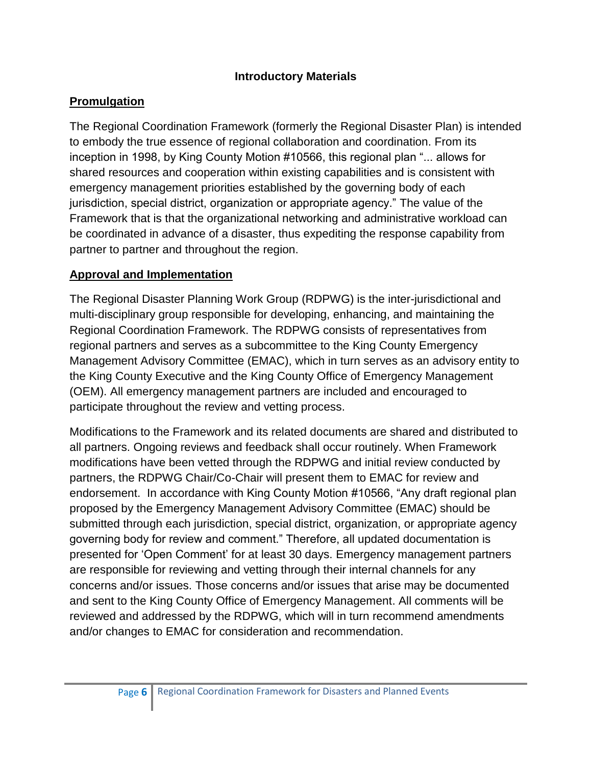# Introductory Materials

## Promulgation

The Regional Coordination Framework (formerly the Regional Disaster Plan) is intended to embody the true essence of regional collaboration and coordination. From its inception in 1998, by King County Motion #10566, this regional plan "... allows for shared resources and cooperation within existing capabilities and is consistent with emergency management priorities established by the governing body of each jurisdiction, special district, organization or appropriate agency." The value of the Framework that is that the organizational networking and administrative workload can be coordinated in advance of a disaster, thus expediting the response capability from partner to partner and throughout the region.

## Approval and Implementation

The Regional Disaster Planning Work Group (RDPWG) is the inter-jurisdictional and multi-disciplinary group responsible for developing, enhancing, and maintaining the Regional Coordination Framework. The RDPWG consists of representatives from regional partners and serves as a subcommittee to the King County Emergency Management Advisory Committee (EMAC), which in turn serves as an advisory entity to the King County Executive and the King County Office of Emergency Management (OEM). All emergency management partners are included and encouraged to participate throughout the review and vetting process.

Modifications to the Framework and its related documents are shared and distributed to all partners. Ongoing reviews and feedback shall occur routinely. When Framework modifications have been vetted through the RDPWG and initial review conducted by partners, the RDPWG Chair/Co-Chair will present them to EMAC for review and endorsement. In accordance with King County Motion #10566, "Any draft regional plan proposed by the Emergency Management Advisory Committee (EMAC) should be submitted through each jurisdiction, special district, organization, or appropriate agency governing body for review and comment." Therefore, all updated documentation is presented for 'Open Comment' for at least 30 days. Emergency management partners are responsible for reviewing and vetting through their internal channels for any concerns and/or issues. Those concerns and/or issues that arise may be documented and sent to the King County Office of Emergency Management. All comments will be reviewed and addressed by the RDPWG, which will in turn recommend amendments and/or changes to EMAC for consideration and recommendation.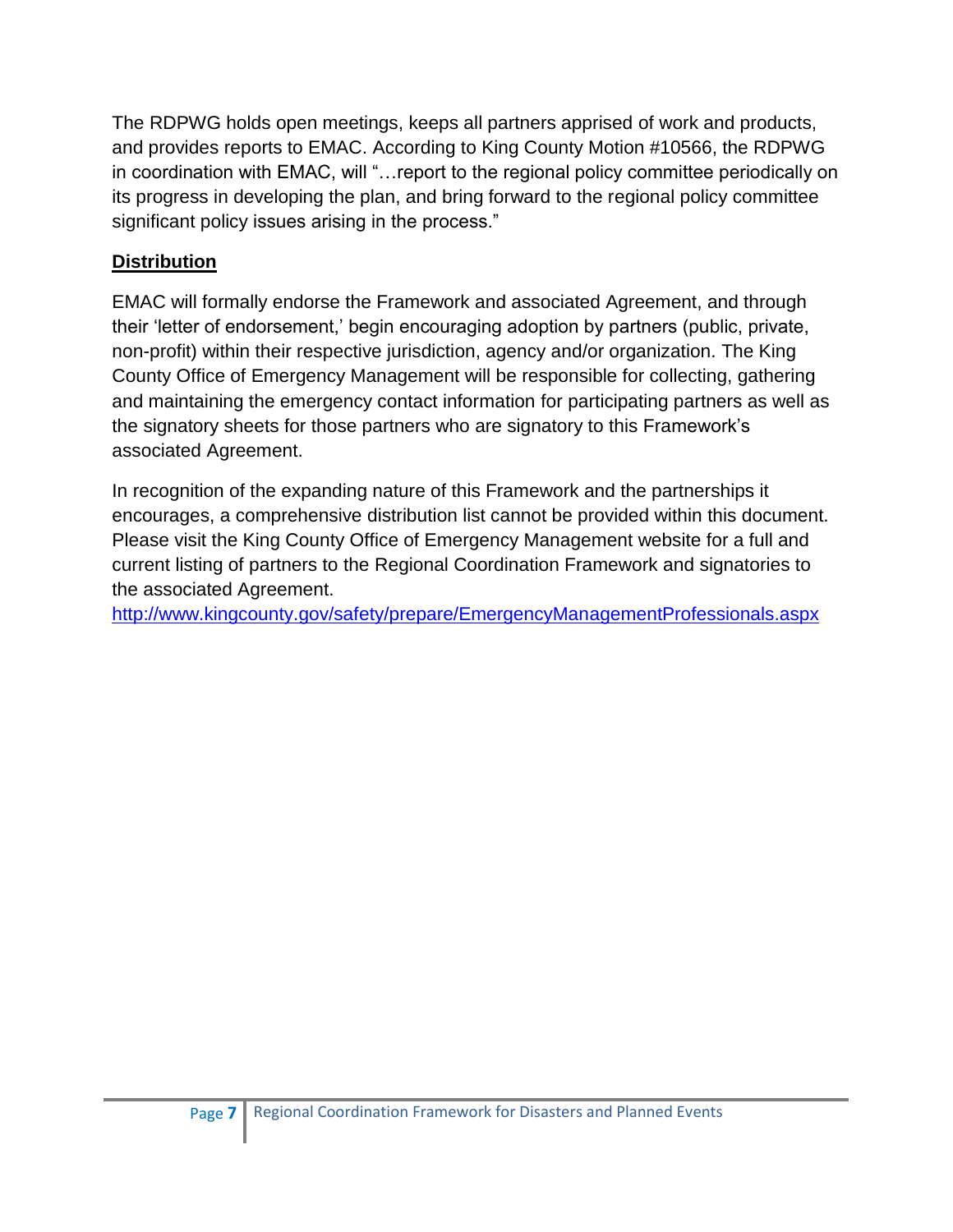The RDPWG holds open meetings, keeps all partners apprised of work and products, and provides reports to EMAC. According to King County Motion #10566, the RDPWG in coordination with EMAC, will "…report to the regional policy committee periodically on its progress in developing the plan, and bring forward to the regional policy committee significant policy issues arising in the process."

## Distribution

EMAC will formally endorse the Framework and associated Agreement, and through their 'letter of endorsement,' begin encouraging adoption by partners (public, private, non-profit) within their respective jurisdiction, agency and/or organization. The King County Office of Emergency Management will be responsible for collecting, gathering and maintaining the emergency contact information for participating partners as well as the signatory sheets for those partners who are signatory to this Framework's associated Agreement.

In recognition of the expanding nature of this Framework and the partnerships it encourages, a comprehensive distribution list cannot be provided within this document. Please visit the King County Office of Emergency Management website for a full and current listing of partners to the Regional Coordination Framework and signatories to the associated Agreement.
http://www.kingcounty.gov/safety/prepare/EmergencyManagementProfessionals.aspx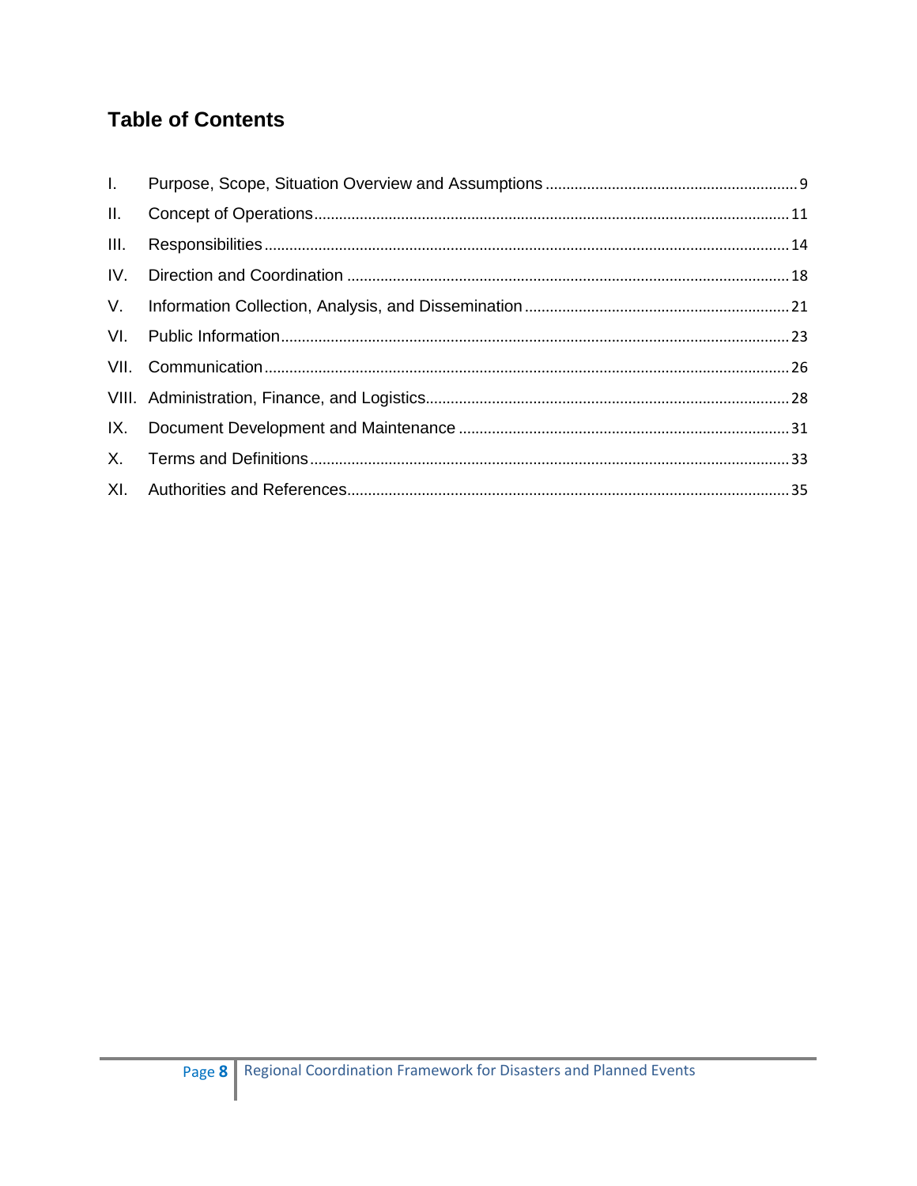## Table of Contents

| | | |
|---|---|---|
| I. | Purpose, Scope, Situation Overview and Assumptions | 9 |
| II. | Concept of Operations | 11 |
| III. | Responsibilities | 14 |
| IV. | Direction and Coordination | 18 |
| V. | Information Collection, Analysis, and Dissemination | 21 |
| VI. | Public Information | 23 |
| VII. | Communication | 26 |
| VIII. | Administration, Finance, and Logistics | 28 |
| IX. | Document Development and Maintenance | 31 |
| X. | Terms and Definitions | 33 |
| XI. | Authorities and References | 35 |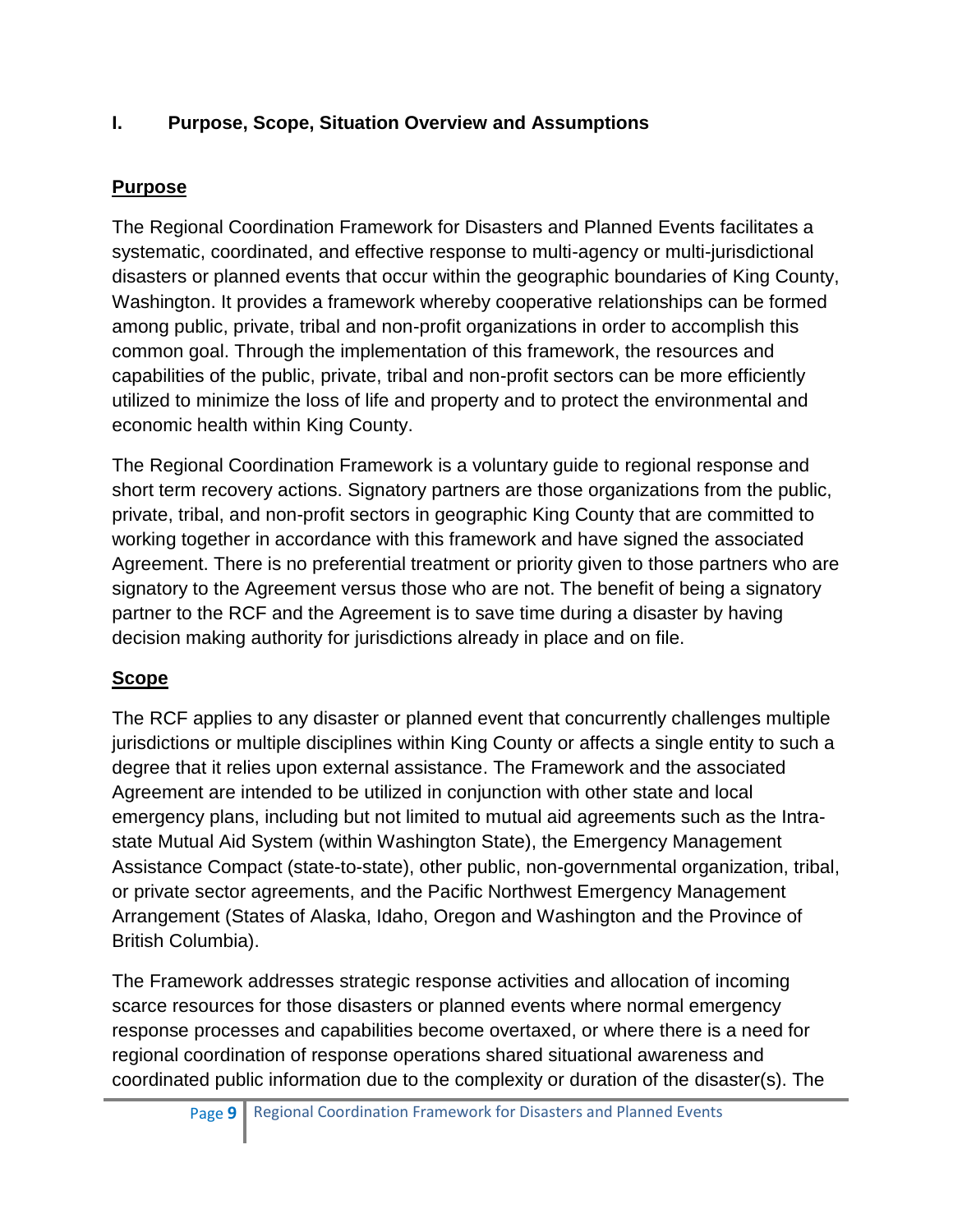## I. Purpose, Scope, Situation Overview and Assumptions

### Purpose

The Regional Coordination Framework for Disasters and Planned Events facilitates a systematic, coordinated, and effective response to multi-agency or multi-jurisdictional disasters or planned events that occur within the geographic boundaries of King County, Washington. It provides a framework whereby cooperative relationships can be formed among public, private, tribal and non-profit organizations in order to accomplish this common goal. Through the implementation of this framework, the resources and capabilities of the public, private, tribal and non-profit sectors can be more efficiently utilized to minimize the loss of life and property and to protect the environmental and economic health within King County.

The Regional Coordination Framework is a voluntary guide to regional response and short term recovery actions. Signatory partners are those organizations from the public, private, tribal, and non-profit sectors in geographic King County that are committed to working together in accordance with this framework and have signed the associated Agreement. There is no preferential treatment or priority given to those partners who are signatory to the Agreement versus those who are not. The benefit of being a signatory partner to the RCF and the Agreement is to save time during a disaster by having decision making authority for jurisdictions already in place and on file.

### Scope

The RCF applies to any disaster or planned event that concurrently challenges multiple jurisdictions or multiple disciplines within King County or affects a single entity to such a degree that it relies upon external assistance. The Framework and the associated Agreement are intended to be utilized in conjunction with other state and local emergency plans, including but not limited to mutual aid agreements such as the Intra-state Mutual Aid System (within Washington State), the Emergency Management Assistance Compact (state-to-state), other public, non-governmental organization, tribal, or private sector agreements, and the Pacific Northwest Emergency Management Arrangement (States of Alaska, Idaho, Oregon and Washington and the Province of British Columbia).

The Framework addresses strategic response activities and allocation of incoming scarce resources for those disasters or planned events where normal emergency response processes and capabilities become overtaxed, or where there is a need for regional coordination of response operations shared situational awareness and coordinated public information due to the complexity or duration of the disaster(s). The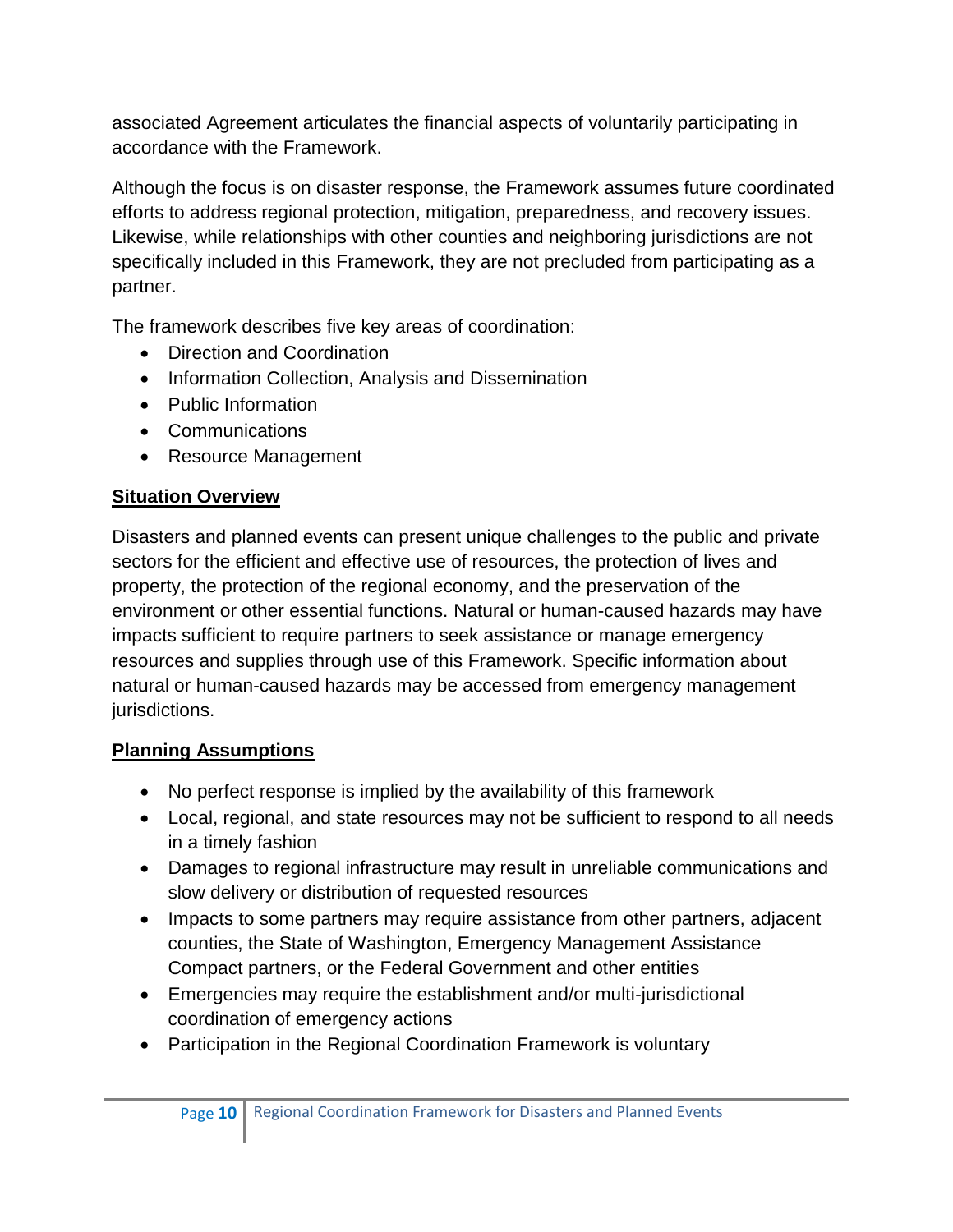associated Agreement articulates the financial aspects of voluntarily participating in accordance with the Framework.

Although the focus is on disaster response, the Framework assumes future coordinated efforts to address regional protection, mitigation, preparedness, and recovery issues. Likewise, while relationships with other counties and neighboring jurisdictions are not specifically included in this Framework, they are not precluded from participating as a partner.

The framework describes five key areas of coordination:

- Direction and Coordination
- Information Collection, Analysis and Dissemination
- Public Information
- Communications
- Resource Management

## Situation Overview

Disasters and planned events can present unique challenges to the public and private sectors for the efficient and effective use of resources, the protection of lives and property, the protection of the regional economy, and the preservation of the environment or other essential functions. Natural or human-caused hazards may have impacts sufficient to require partners to seek assistance or manage emergency resources and supplies through use of this Framework. Specific information about natural or human-caused hazards may be accessed from emergency management jurisdictions.

## Planning Assumptions

- No perfect response is implied by the availability of this framework
- Local, regional, and state resources may not be sufficient to respond to all needs in a timely fashion
- Damages to regional infrastructure may result in unreliable communications and slow delivery or distribution of requested resources
- Impacts to some partners may require assistance from other partners, adjacent counties, the State of Washington, Emergency Management Assistance Compact partners, or the Federal Government and other entities
- Emergencies may require the establishment and/or multi-jurisdictional coordination of emergency actions
- Participation in the Regional Coordination Framework is voluntary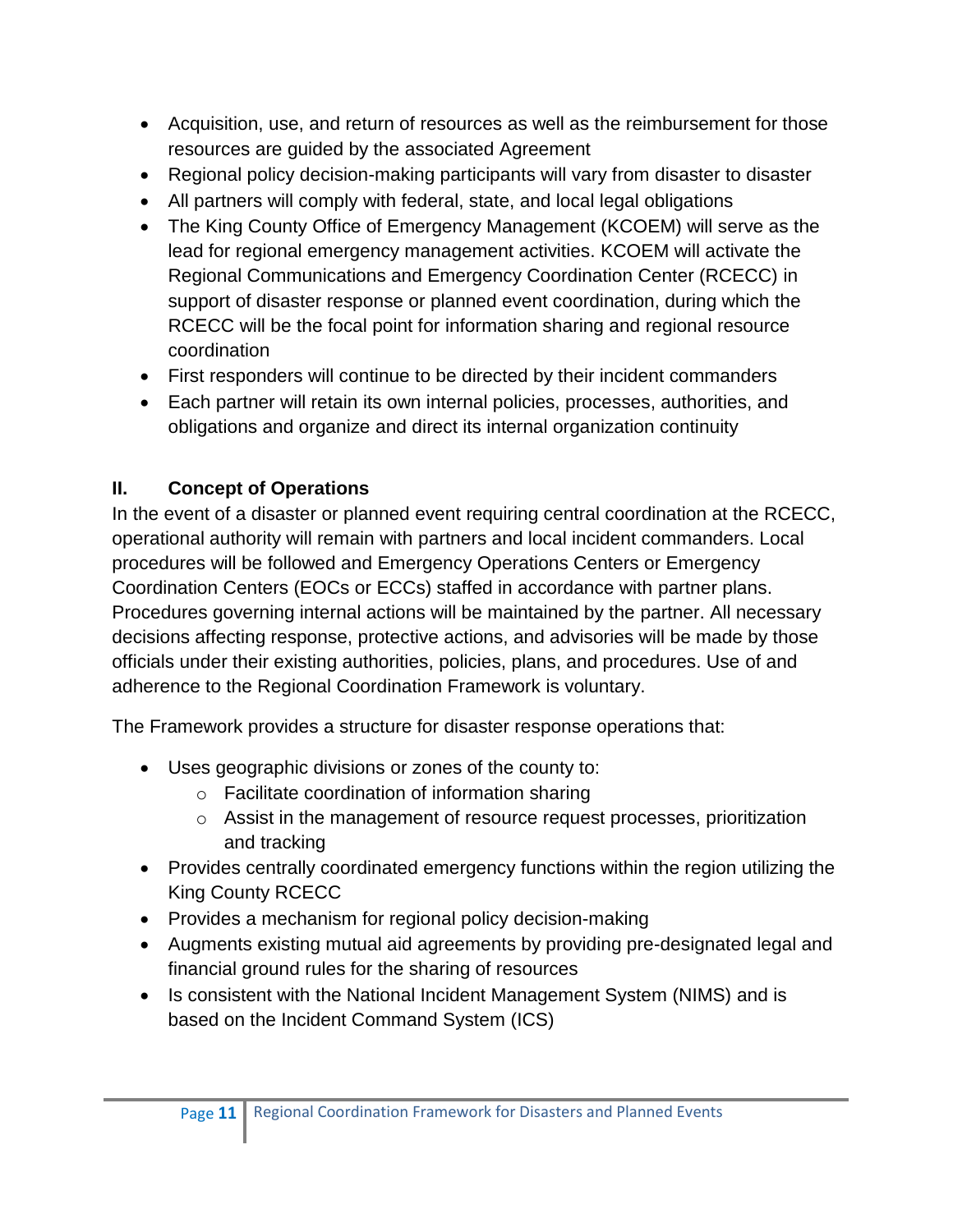- Acquisition, use, and return of resources as well as the reimbursement for those resources are guided by the associated Agreement
- Regional policy decision-making participants will vary from disaster to disaster
- All partners will comply with federal, state, and local legal obligations
- The King County Office of Emergency Management (KCOEM) will serve as the lead for regional emergency management activities. KCOEM will activate the Regional Communications and Emergency Coordination Center (RCECC) in support of disaster response or planned event coordination, during which the RCECC will be the focal point for information sharing and regional resource coordination
- First responders will continue to be directed by their incident commanders
- Each partner will retain its own internal policies, processes, authorities, and obligations and organize and direct its internal organization continuity

## II. Concept of Operations

In the event of a disaster or planned event requiring central coordination at the RCECC, operational authority will remain with partners and local incident commanders. Local procedures will be followed and Emergency Operations Centers or Emergency Coordination Centers (EOCs or ECCs) staffed in accordance with partner plans. Procedures governing internal actions will be maintained by the partner. All necessary decisions affecting response, protective actions, and advisories will be made by those officials under their existing authorities, policies, plans, and procedures. Use of and adherence to the Regional Coordination Framework is voluntary.

The Framework provides a structure for disaster response operations that:

- Uses geographic divisions or zones of the county to:
  - Facilitate coordination of information sharing
  - Assist in the management of resource request processes, prioritization and tracking
- Provides centrally coordinated emergency functions within the region utilizing the King County RCECC
- Provides a mechanism for regional policy decision-making
- Augments existing mutual aid agreements by providing pre-designated legal and financial ground rules for the sharing of resources
- Is consistent with the National Incident Management System (NIMS) and is based on the Incident Command System (ICS)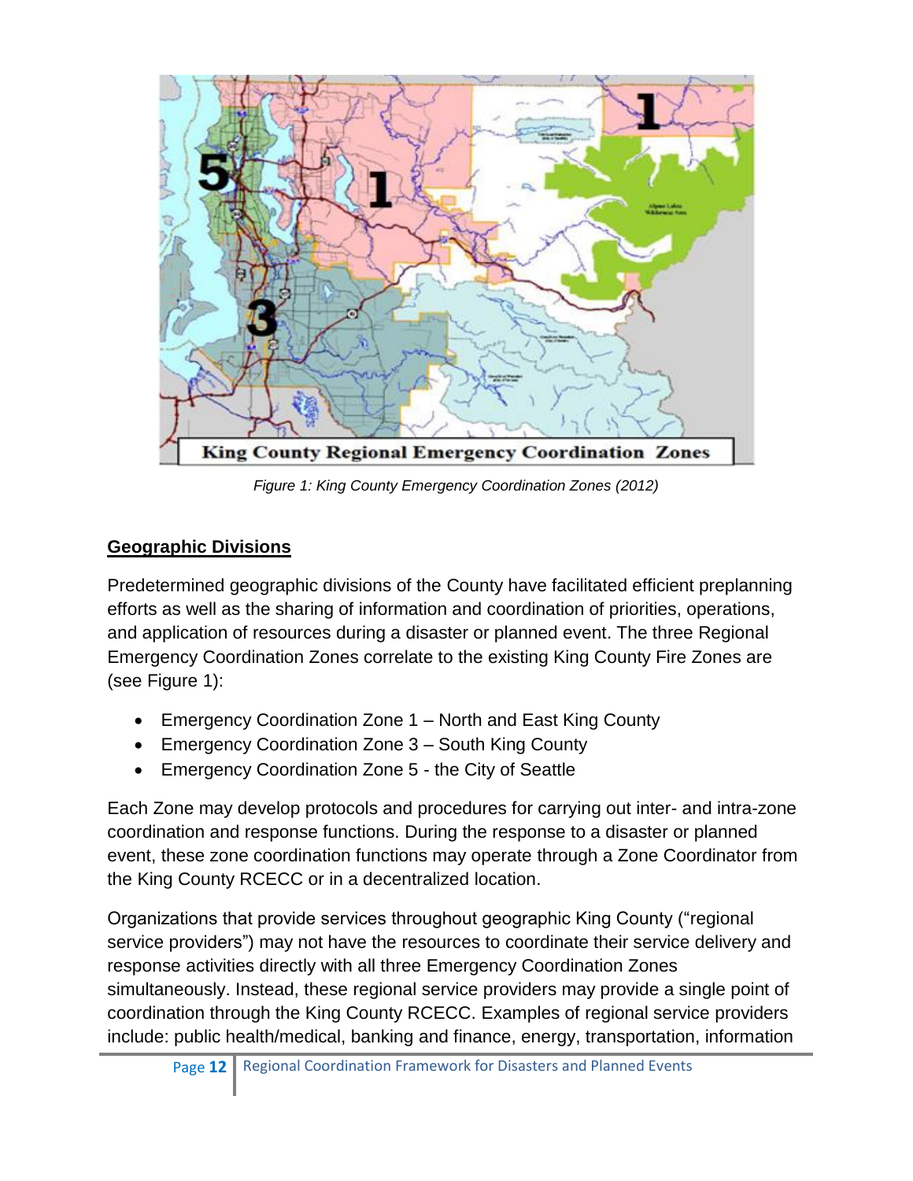Figure 1: King County Emergency Coordination Zones (2012)

## Geographic Divisions

Predetermined geographic divisions of the County have facilitated efficient preplanning efforts as well as the sharing of information and coordination of priorities, operations, and application of resources during a disaster or planned event. The three Regional Emergency Coordination Zones correlate to the existing King County Fire Zones are (see Figure 1):

- Emergency Coordination Zone 1 – North and East King County
- Emergency Coordination Zone 3 – South King County
- Emergency Coordination Zone 5 - the City of Seattle

Each Zone may develop protocols and procedures for carrying out inter- and intra-zone coordination and response functions. During the response to a disaster or planned event, these zone coordination functions may operate through a Zone Coordinator from the King County RCECC or in a decentralized location.

Organizations that provide services throughout geographic King County ("regional service providers") may not have the resources to coordinate their service delivery and response activities directly with all three Emergency Coordination Zones simultaneously. Instead, these regional service providers may provide a single point of coordination through the King County RCECC. Examples of regional service providers include: public health/medical, banking and finance, energy, transportation, information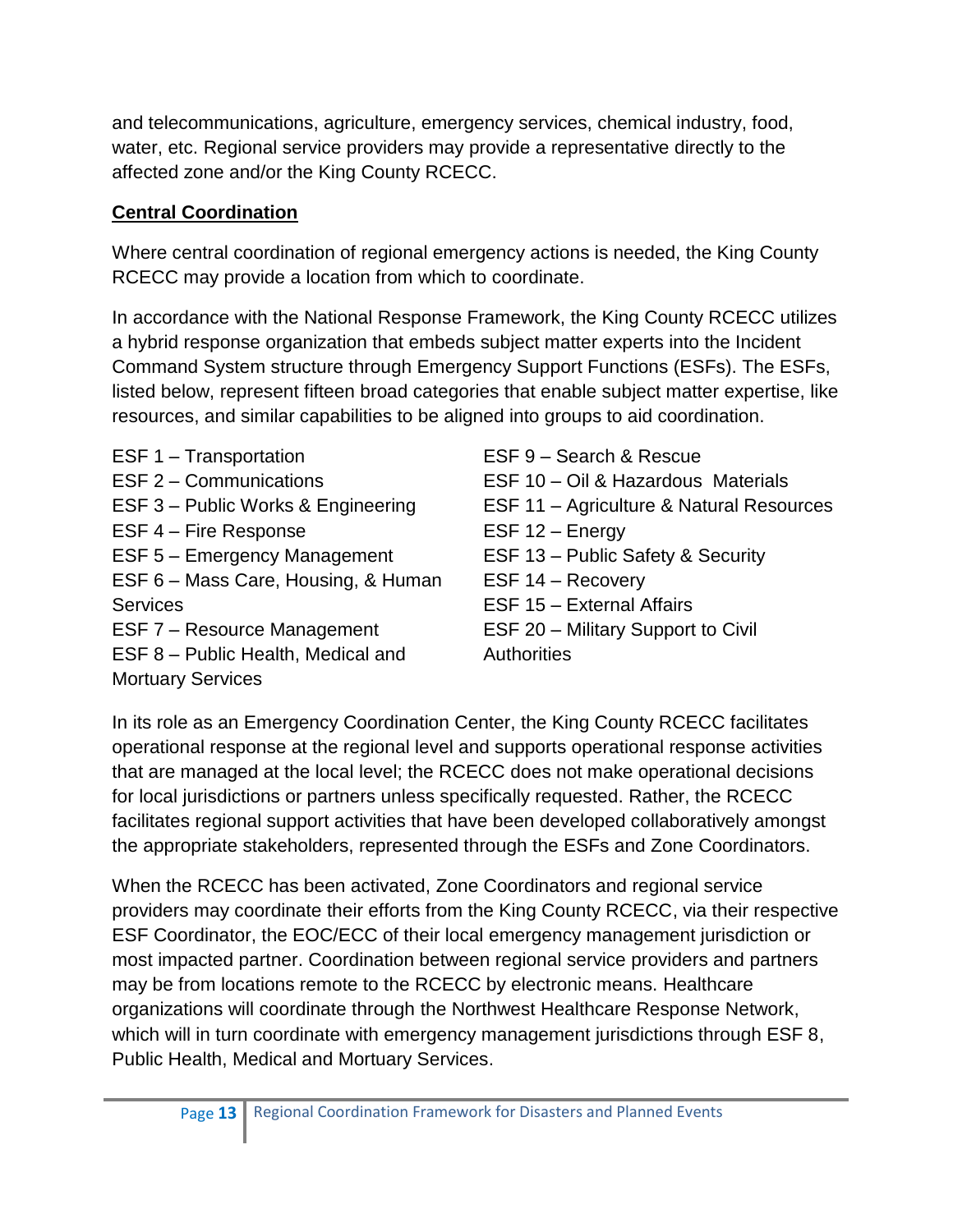and telecommunications, agriculture, emergency services, chemical industry, food, water, etc. Regional service providers may provide a representative directly to the affected zone and/or the King County RCECC.

## Central Coordination

Where central coordination of regional emergency actions is needed, the King County RCECC may provide a location from which to coordinate.

In accordance with the National Response Framework, the King County RCECC utilizes a hybrid response organization that embeds subject matter experts into the Incident Command System structure through Emergency Support Functions (ESFs). The ESFs, listed below, represent fifteen broad categories that enable subject matter expertise, like resources, and similar capabilities to be aligned into groups to aid coordination.

- ESF 1 – Transportation
- ESF 2 – Communications
- ESF 3 – Public Works & Engineering
- ESF 4 – Fire Response
- ESF 5 – Emergency Management
- ESF 6 – Mass Care, Housing, & Human Services
- ESF 7 – Resource Management
- ESF 8 – Public Health, Medical and Mortuary Services
- ESF 9 – Search & Rescue
- ESF 10 – Oil & Hazardous Materials
- ESF 11 – Agriculture & Natural Resources
- ESF 12 – Energy
- ESF 13 – Public Safety & Security
- ESF 14 – Recovery
- ESF 15 – External Affairs
- ESF 20 – Military Support to Civil Authorities

In its role as an Emergency Coordination Center, the King County RCECC facilitates operational response at the regional level and supports operational response activities that are managed at the local level; the RCECC does not make operational decisions for local jurisdictions or partners unless specifically requested. Rather, the RCECC facilitates regional support activities that have been developed collaboratively amongst the appropriate stakeholders, represented through the ESFs and Zone Coordinators.

When the RCECC has been activated, Zone Coordinators and regional service providers may coordinate their efforts from the King County RCECC, via their respective ESF Coordinator, the EOC/ECC of their local emergency management jurisdiction or most impacted partner. Coordination between regional service providers and partners may be from locations remote to the RCECC by electronic means. Healthcare organizations will coordinate through the Northwest Healthcare Response Network, which will in turn coordinate with emergency management jurisdictions through ESF 8, Public Health, Medical and Mortuary Services.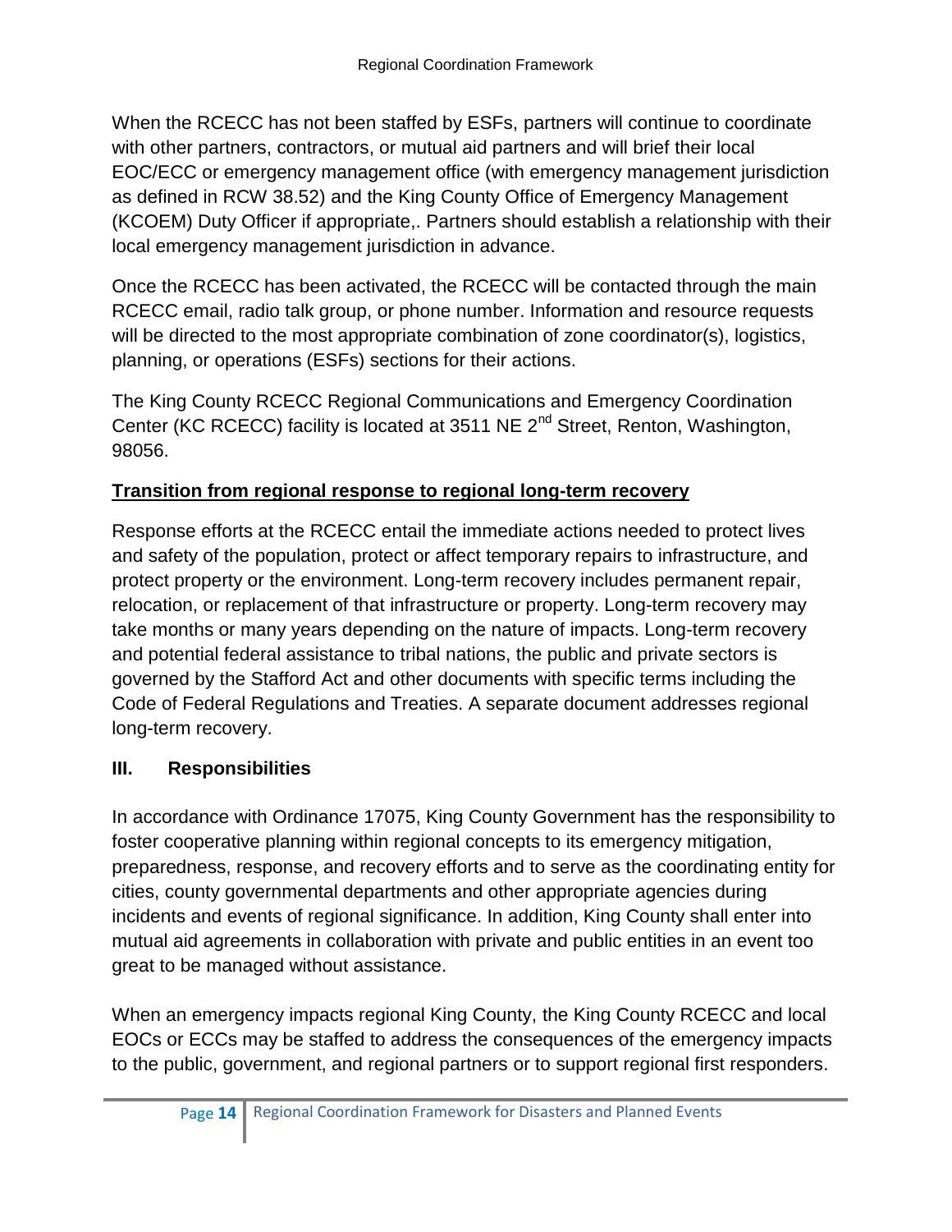When the RCECC has not been staffed by ESFs, partners will continue to coordinate with other partners, contractors, or mutual aid partners and will brief their local EOC/ECC or emergency management office (with emergency management jurisdiction as defined in RCW 38.52) and the King County Office of Emergency Management (KCOEM) Duty Officer if appropriate,. Partners should establish a relationship with their local emergency management jurisdiction in advance.

Once the RCECC has been activated, the RCECC will be contacted through the main RCECC email, radio talk group, or phone number. Information and resource requests will be directed to the most appropriate combination of zone coordinator(s), logistics, planning, or operations (ESFs) sections for their actions.

The King County RCECC Regional Communications and Emergency Coordination Center (KC RCECC) facility is located at 3511 NE 2nd Street, Renton, Washington, 98056.

**Transition from regional response to regional long-term recovery**

Response efforts at the RCECC entail the immediate actions needed to protect lives and safety of the population, protect or affect temporary repairs to infrastructure, and protect property or the environment. Long-term recovery includes permanent repair, relocation, or replacement of that infrastructure or property. Long-term recovery may take months or many years depending on the nature of impacts. Long-term recovery and potential federal assistance to tribal nations, the public and private sectors is governed by the Stafford Act and other documents with specific terms including the Code of Federal Regulations and Treaties. A separate document addresses regional long-term recovery.

## III. Responsibilities

In accordance with Ordinance 17075, King County Government has the responsibility to foster cooperative planning within regional concepts to its emergency mitigation, preparedness, response, and recovery efforts and to serve as the coordinating entity for cities, county governmental departments and other appropriate agencies during incidents and events of regional significance. In addition, King County shall enter into mutual aid agreements in collaboration with private and public entities in an event too great to be managed without assistance.

When an emergency impacts regional King County, the King County RCECC and local EOCs or ECCs may be staffed to address the consequences of the emergency impacts to the public, government, and regional partners or to support regional first responders.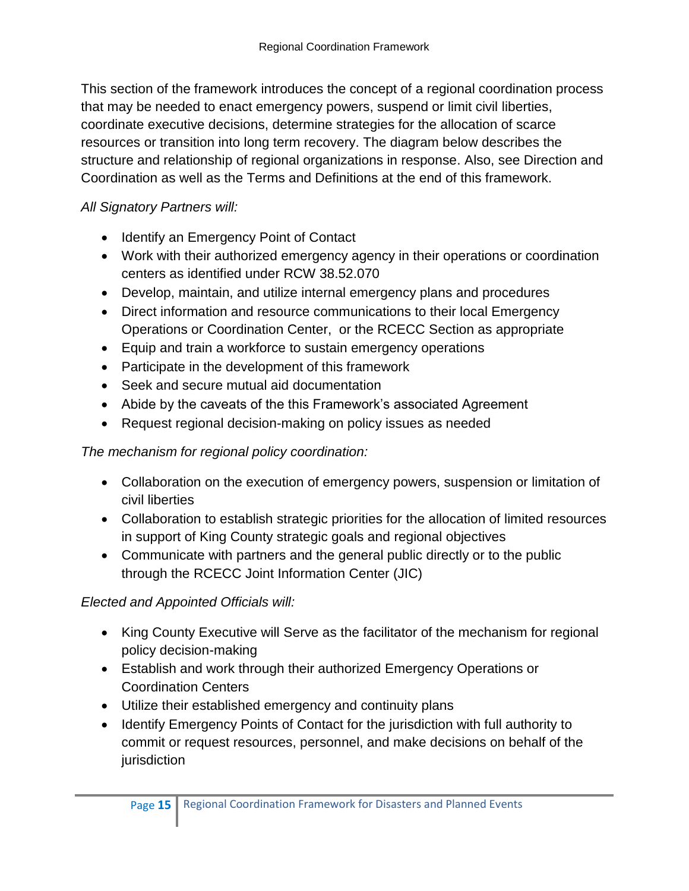This section of the framework introduces the concept of a regional coordination process that may be needed to enact emergency powers, suspend or limit civil liberties, coordinate executive decisions, determine strategies for the allocation of scarce resources or transition into long term recovery. The diagram below describes the structure and relationship of regional organizations in response. Also, see Direction and Coordination as well as the Terms and Definitions at the end of this framework.

*All Signatory Partners will:*

- Identify an Emergency Point of Contact
- Work with their authorized emergency agency in their operations or coordination centers as identified under RCW 38.52.070
- Develop, maintain, and utilize internal emergency plans and procedures
- Direct information and resource communications to their local Emergency Operations or Coordination Center, or the RCECC Section as appropriate
- Equip and train a workforce to sustain emergency operations
- Participate in the development of this framework
- Seek and secure mutual aid documentation
- Abide by the caveats of the this Framework's associated Agreement
- Request regional decision-making on policy issues as needed

*The mechanism for regional policy coordination:*

- Collaboration on the execution of emergency powers, suspension or limitation of civil liberties
- Collaboration to establish strategic priorities for the allocation of limited resources in support of King County strategic goals and regional objectives
- Communicate with partners and the general public directly or to the public through the RCECC Joint Information Center (JIC)

*Elected and Appointed Officials will:*

- King County Executive will Serve as the facilitator of the mechanism for regional policy decision-making
- Establish and work through their authorized Emergency Operations or Coordination Centers
- Utilize their established emergency and continuity plans
- Identify Emergency Points of Contact for the jurisdiction with full authority to commit or request resources, personnel, and make decisions on behalf of the jurisdiction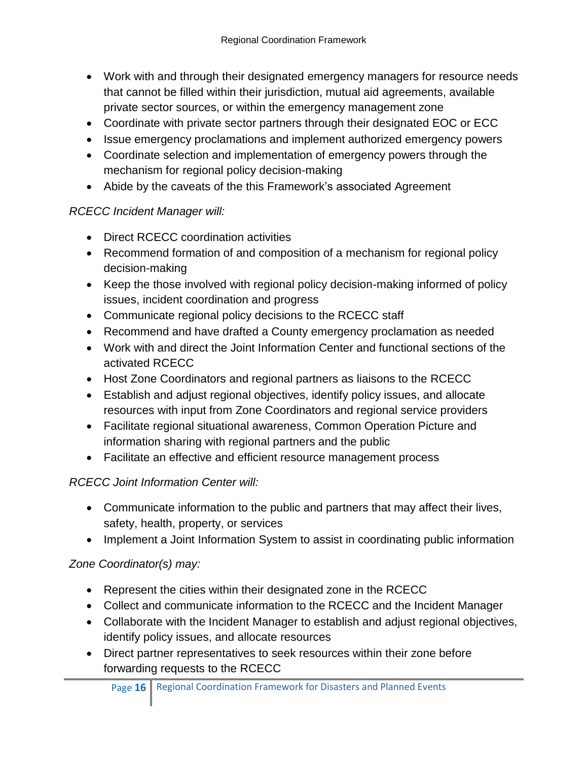- Work with and through their designated emergency managers for resource needs that cannot be filled within their jurisdiction, mutual aid agreements, available private sector sources, or within the emergency management zone
- Coordinate with private sector partners through their designated EOC or ECC
- Issue emergency proclamations and implement authorized emergency powers
- Coordinate selection and implementation of emergency powers through the mechanism for regional policy decision-making
- Abide by the caveats of the this Framework's associated Agreement

*RCECC Incident Manager will:*

- Direct RCECC coordination activities
- Recommend formation of and composition of a mechanism for regional policy decision-making
- Keep the those involved with regional policy decision-making informed of policy issues, incident coordination and progress
- Communicate regional policy decisions to the RCECC staff
- Recommend and have drafted a County emergency proclamation as needed
- Work with and direct the Joint Information Center and functional sections of the activated RCECC
- Host Zone Coordinators and regional partners as liaisons to the RCECC
- Establish and adjust regional objectives, identify policy issues, and allocate resources with input from Zone Coordinators and regional service providers
- Facilitate regional situational awareness, Common Operation Picture and information sharing with regional partners and the public
- Facilitate an effective and efficient resource management process

*RCECC Joint Information Center will:*

- Communicate information to the public and partners that may affect their lives, safety, health, property, or services
- Implement a Joint Information System to assist in coordinating public information

*Zone Coordinator(s) may:*

- Represent the cities within their designated zone in the RCECC
- Collect and communicate information to the RCECC and the Incident Manager
- Collaborate with the Incident Manager to establish and adjust regional objectives, identify policy issues, and allocate resources
- Direct partner representatives to seek resources within their zone before forwarding requests to the RCECC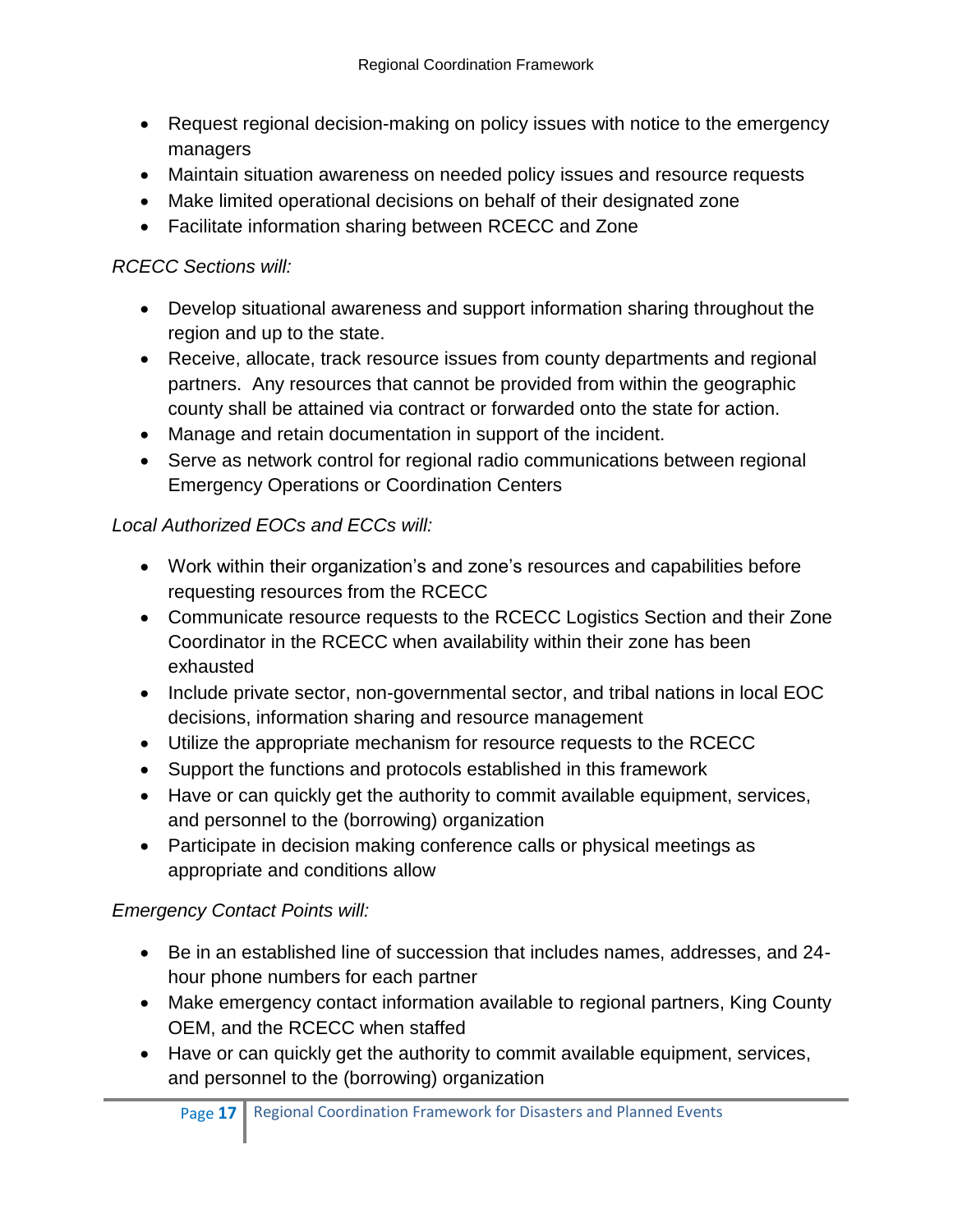- Request regional decision-making on policy issues with notice to the emergency managers
- Maintain situation awareness on needed policy issues and resource requests
- Make limited operational decisions on behalf of their designated zone
- Facilitate information sharing between RCECC and Zone

*RCECC Sections will:*

- Develop situational awareness and support information sharing throughout the region and up to the state.
- Receive, allocate, track resource issues from county departments and regional partners. Any resources that cannot be provided from within the geographic county shall be attained via contract or forwarded onto the state for action.
- Manage and retain documentation in support of the incident.
- Serve as network control for regional radio communications between regional Emergency Operations or Coordination Centers

*Local Authorized EOCs and ECCs will:*

- Work within their organization's and zone's resources and capabilities before requesting resources from the RCECC
- Communicate resource requests to the RCECC Logistics Section and their Zone Coordinator in the RCECC when availability within their zone has been exhausted
- Include private sector, non-governmental sector, and tribal nations in local EOC decisions, information sharing and resource management
- Utilize the appropriate mechanism for resource requests to the RCECC
- Support the functions and protocols established in this framework
- Have or can quickly get the authority to commit available equipment, services, and personnel to the (borrowing) organization
- Participate in decision making conference calls or physical meetings as appropriate and conditions allow

*Emergency Contact Points will:*

- Be in an established line of succession that includes names, addresses, and 24-hour phone numbers for each partner
- Make emergency contact information available to regional partners, King County OEM, and the RCECC when staffed
- Have or can quickly get the authority to commit available equipment, services, and personnel to the (borrowing) organization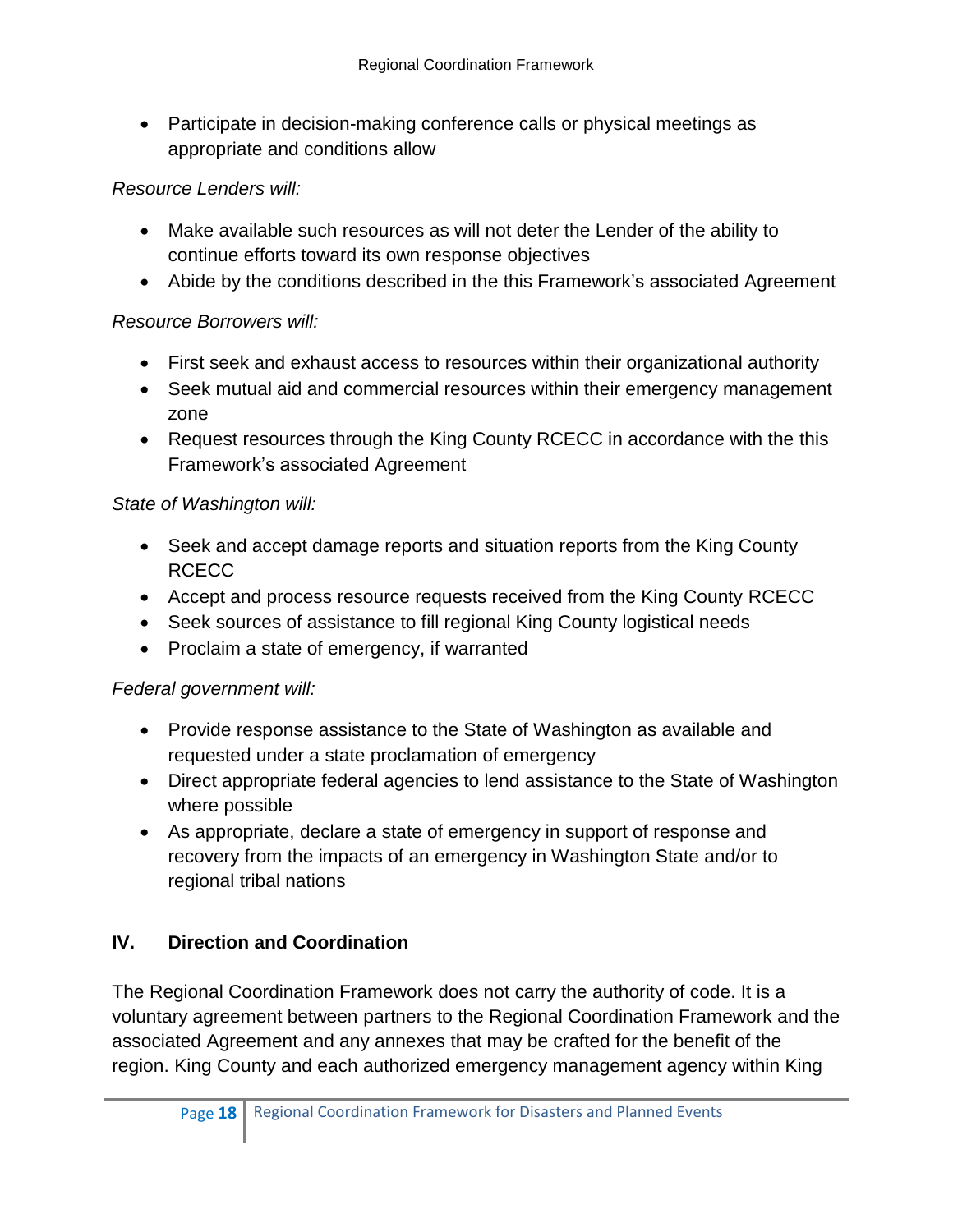- Participate in decision-making conference calls or physical meetings as appropriate and conditions allow

*Resource Lenders will:*

- Make available such resources as will not deter the Lender of the ability to continue efforts toward its own response objectives
- Abide by the conditions described in the this Framework's associated Agreement

*Resource Borrowers will:*

- First seek and exhaust access to resources within their organizational authority
- Seek mutual aid and commercial resources within their emergency management zone
- Request resources through the King County RCECC in accordance with the this Framework's associated Agreement

*State of Washington will:*

- Seek and accept damage reports and situation reports from the King County RCECC
- Accept and process resource requests received from the King County RCECC
- Seek sources of assistance to fill regional King County logistical needs
- Proclaim a state of emergency, if warranted

*Federal government will:*

- Provide response assistance to the State of Washington as available and requested under a state proclamation of emergency
- Direct appropriate federal agencies to lend assistance to the State of Washington where possible
- As appropriate, declare a state of emergency in support of response and recovery from the impacts of an emergency in Washington State and/or to regional tribal nations

## IV. Direction and Coordination

The Regional Coordination Framework does not carry the authority of code. It is a voluntary agreement between partners to the Regional Coordination Framework and the associated Agreement and any annexes that may be crafted for the benefit of the region. King County and each authorized emergency management agency within King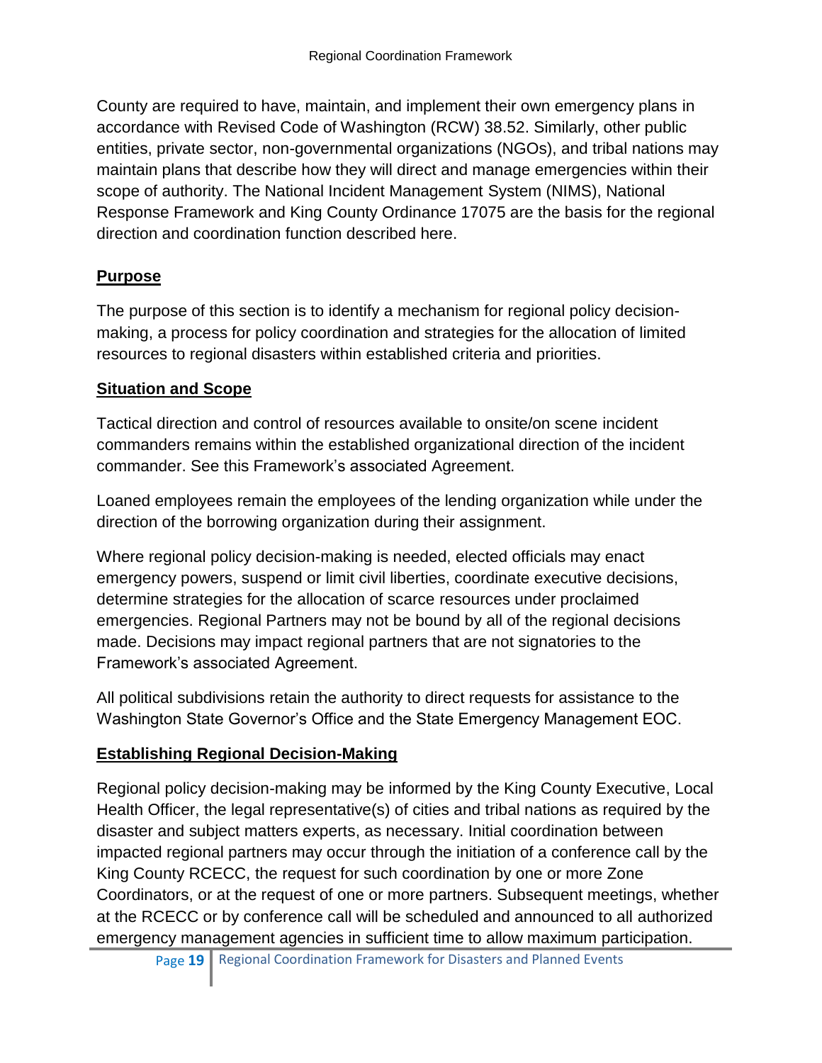County are required to have, maintain, and implement their own emergency plans in accordance with Revised Code of Washington (RCW) 38.52. Similarly, other public entities, private sector, non-governmental organizations (NGOs), and tribal nations may maintain plans that describe how they will direct and manage emergencies within their scope of authority. The National Incident Management System (NIMS), National Response Framework and King County Ordinance 17075 are the basis for the regional direction and coordination function described here.

## Purpose

The purpose of this section is to identify a mechanism for regional policy decision-making, a process for policy coordination and strategies for the allocation of limited resources to regional disasters within established criteria and priorities.

## Situation and Scope

Tactical direction and control of resources available to onsite/on scene incident commanders remains within the established organizational direction of the incident commander. See this Framework's associated Agreement.

Loaned employees remain the employees of the lending organization while under the direction of the borrowing organization during their assignment.

Where regional policy decision-making is needed, elected officials may enact emergency powers, suspend or limit civil liberties, coordinate executive decisions, determine strategies for the allocation of scarce resources under proclaimed emergencies. Regional Partners may not be bound by all of the regional decisions made. Decisions may impact regional partners that are not signatories to the Framework's associated Agreement.

All political subdivisions retain the authority to direct requests for assistance to the Washington State Governor's Office and the State Emergency Management EOC.

## Establishing Regional Decision-Making

Regional policy decision-making may be informed by the King County Executive, Local Health Officer, the legal representative(s) of cities and tribal nations as required by the disaster and subject matters experts, as necessary. Initial coordination between impacted regional partners may occur through the initiation of a conference call by the King County RCECC, the request for such coordination by one or more Zone Coordinators, or at the request of one or more partners. Subsequent meetings, whether at the RCECC or by conference call will be scheduled and announced to all authorized emergency management agencies in sufficient time to allow maximum participation.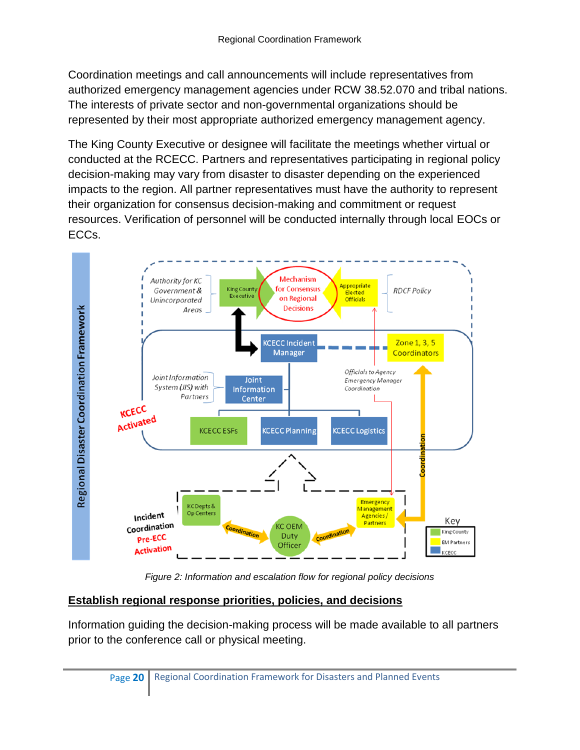Coordination meetings and call announcements will include representatives from authorized emergency management agencies under RCW 38.52.070 and tribal nations. The interests of private sector and non-governmental organizations should be represented by their most appropriate authorized emergency management agency.

The King County Executive or designee will facilitate the meetings whether virtual or conducted at the RCECC. Partners and representatives participating in regional policy decision-making may vary from disaster to disaster depending on the experienced impacts to the region. All partner representatives must have the authority to represent their organization for consensus decision-making and commitment or request resources. Verification of personnel will be conducted internally through local EOCs or ECCs.

*Figure 2: Information and escalation flow for regional policy decisions*

## Establish regional response priorities, policies, and decisions

Information guiding the decision-making process will be made available to all partners prior to the conference call or physical meeting.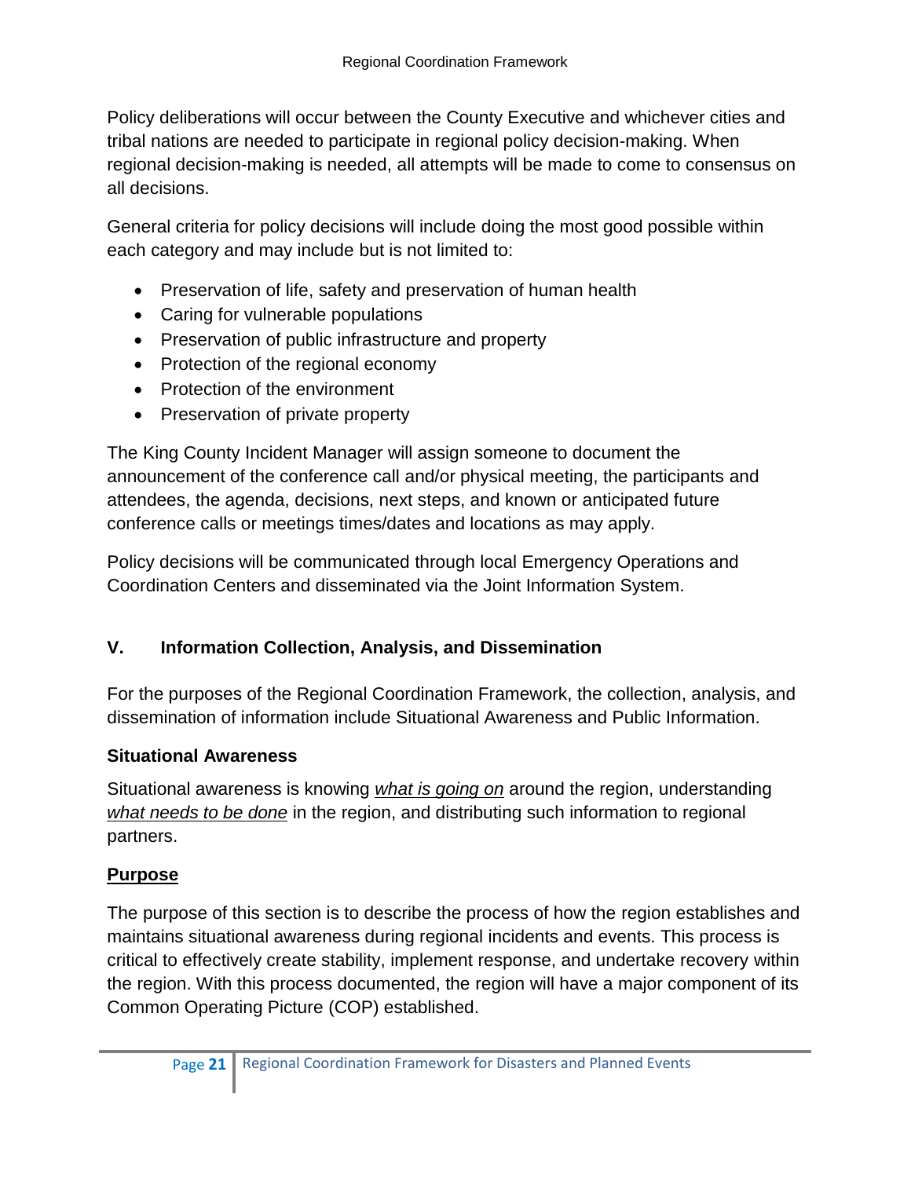Policy deliberations will occur between the County Executive and whichever cities and tribal nations are needed to participate in regional policy decision-making. When regional decision-making is needed, all attempts will be made to come to consensus on all decisions.

General criteria for policy decisions will include doing the most good possible within each category and may include but is not limited to:

- Preservation of life, safety and preservation of human health
- Caring for vulnerable populations
- Preservation of public infrastructure and property
- Protection of the regional economy
- Protection of the environment
- Preservation of private property

The King County Incident Manager will assign someone to document the announcement of the conference call and/or physical meeting, the participants and attendees, the agenda, decisions, next steps, and known or anticipated future conference calls or meetings times/dates and locations as may apply.

Policy decisions will be communicated through local Emergency Operations and Coordination Centers and disseminated via the Joint Information System.

## V. Information Collection, Analysis, and Dissemination

For the purposes of the Regional Coordination Framework, the collection, analysis, and dissemination of information include Situational Awareness and Public Information.

### Situational Awareness

Situational awareness is knowing *what is going on* around the region, understanding *what needs to be done* in the region, and distributing such information to regional partners.

### Purpose

The purpose of this section is to describe the process of how the region establishes and maintains situational awareness during regional incidents and events. This process is critical to effectively create stability, implement response, and undertake recovery within the region. With this process documented, the region will have a major component of its Common Operating Picture (COP) established.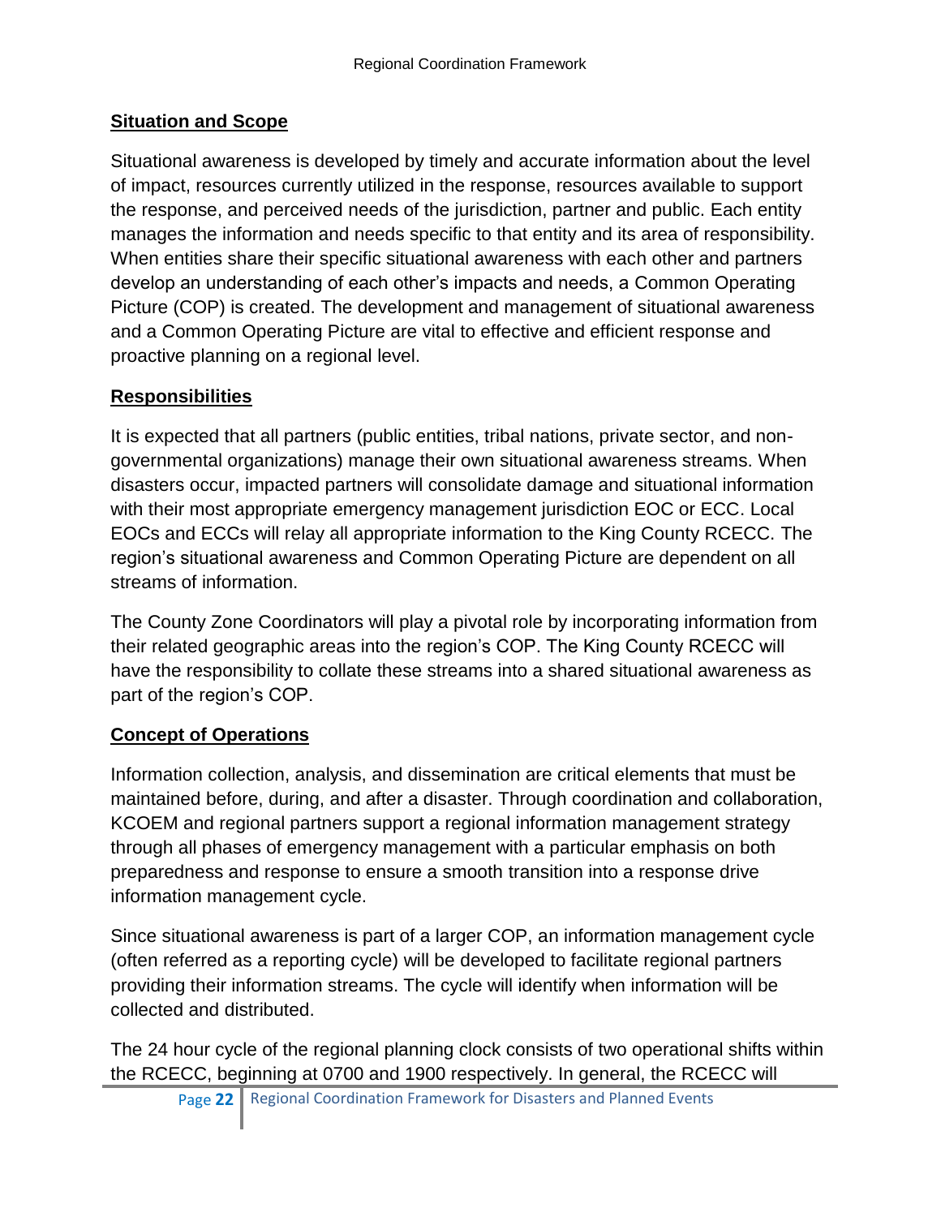## Situation and Scope

Situational awareness is developed by timely and accurate information about the level of impact, resources currently utilized in the response, resources available to support the response, and perceived needs of the jurisdiction, partner and public. Each entity manages the information and needs specific to that entity and its area of responsibility. When entities share their specific situational awareness with each other and partners develop an understanding of each other's impacts and needs, a Common Operating Picture (COP) is created. The development and management of situational awareness and a Common Operating Picture are vital to effective and efficient response and proactive planning on a regional level.

## Responsibilities

It is expected that all partners (public entities, tribal nations, private sector, and non-governmental organizations) manage their own situational awareness streams. When disasters occur, impacted partners will consolidate damage and situational information with their most appropriate emergency management jurisdiction EOC or ECC. Local EOCs and ECCs will relay all appropriate information to the King County RCECC. The region's situational awareness and Common Operating Picture are dependent on all streams of information.

The County Zone Coordinators will play a pivotal role by incorporating information from their related geographic areas into the region's COP. The King County RCECC will have the responsibility to collate these streams into a shared situational awareness as part of the region's COP.

## Concept of Operations

Information collection, analysis, and dissemination are critical elements that must be maintained before, during, and after a disaster. Through coordination and collaboration, KCOEM and regional partners support a regional information management strategy through all phases of emergency management with a particular emphasis on both preparedness and response to ensure a smooth transition into a response drive information management cycle.

Since situational awareness is part of a larger COP, an information management cycle (often referred as a reporting cycle) will be developed to facilitate regional partners providing their information streams. The cycle will identify when information will be collected and distributed.

The 24 hour cycle of the regional planning clock consists of two operational shifts within the RCECC, beginning at 0700 and 1900 respectively. In general, the RCECC will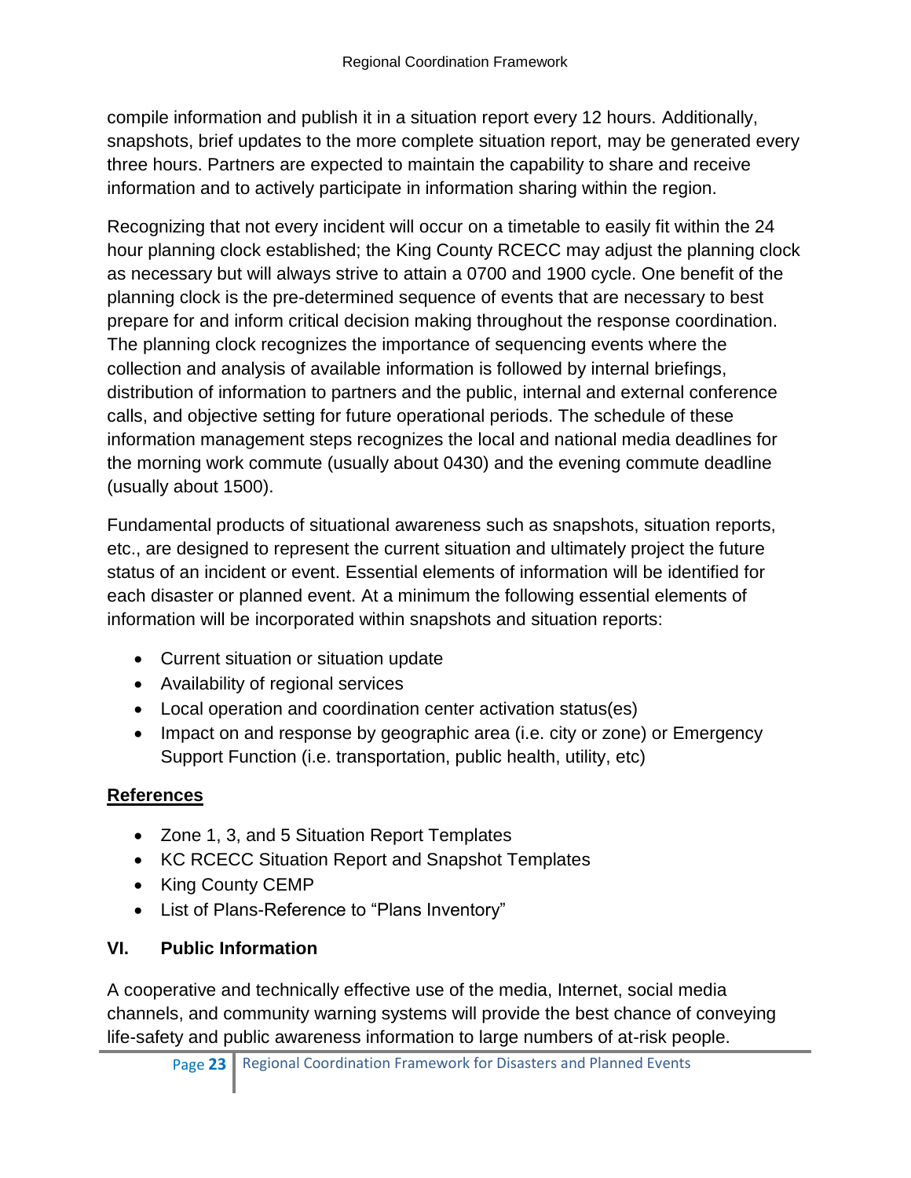compile information and publish it in a situation report every 12 hours. Additionally, snapshots, brief updates to the more complete situation report, may be generated every three hours. Partners are expected to maintain the capability to share and receive information and to actively participate in information sharing within the region.

Recognizing that not every incident will occur on a timetable to easily fit within the 24 hour planning clock established; the King County RCECC may adjust the planning clock as necessary but will always strive to attain a 0700 and 1900 cycle. One benefit of the planning clock is the pre-determined sequence of events that are necessary to best prepare for and inform critical decision making throughout the response coordination. The planning clock recognizes the importance of sequencing events where the collection and analysis of available information is followed by internal briefings, distribution of information to partners and the public, internal and external conference calls, and objective setting for future operational periods. The schedule of these information management steps recognizes the local and national media deadlines for the morning work commute (usually about 0430) and the evening commute deadline (usually about 1500).

Fundamental products of situational awareness such as snapshots, situation reports, etc., are designed to represent the current situation and ultimately project the future status of an incident or event. Essential elements of information will be identified for each disaster or planned event. At a minimum the following essential elements of information will be incorporated within snapshots and situation reports:

- Current situation or situation update
- Availability of regional services
- Local operation and coordination center activation status(es)
- Impact on and response by geographic area (i.e. city or zone) or Emergency Support Function (i.e. transportation, public health, utility, etc)

**References**

- Zone 1, 3, and 5 Situation Report Templates
- KC RCECC Situation Report and Snapshot Templates
- King County CEMP
- List of Plans-Reference to "Plans Inventory"

## VI. Public Information

A cooperative and technically effective use of the media, Internet, social media channels, and community warning systems will provide the best chance of conveying life-safety and public awareness information to large numbers of at-risk people.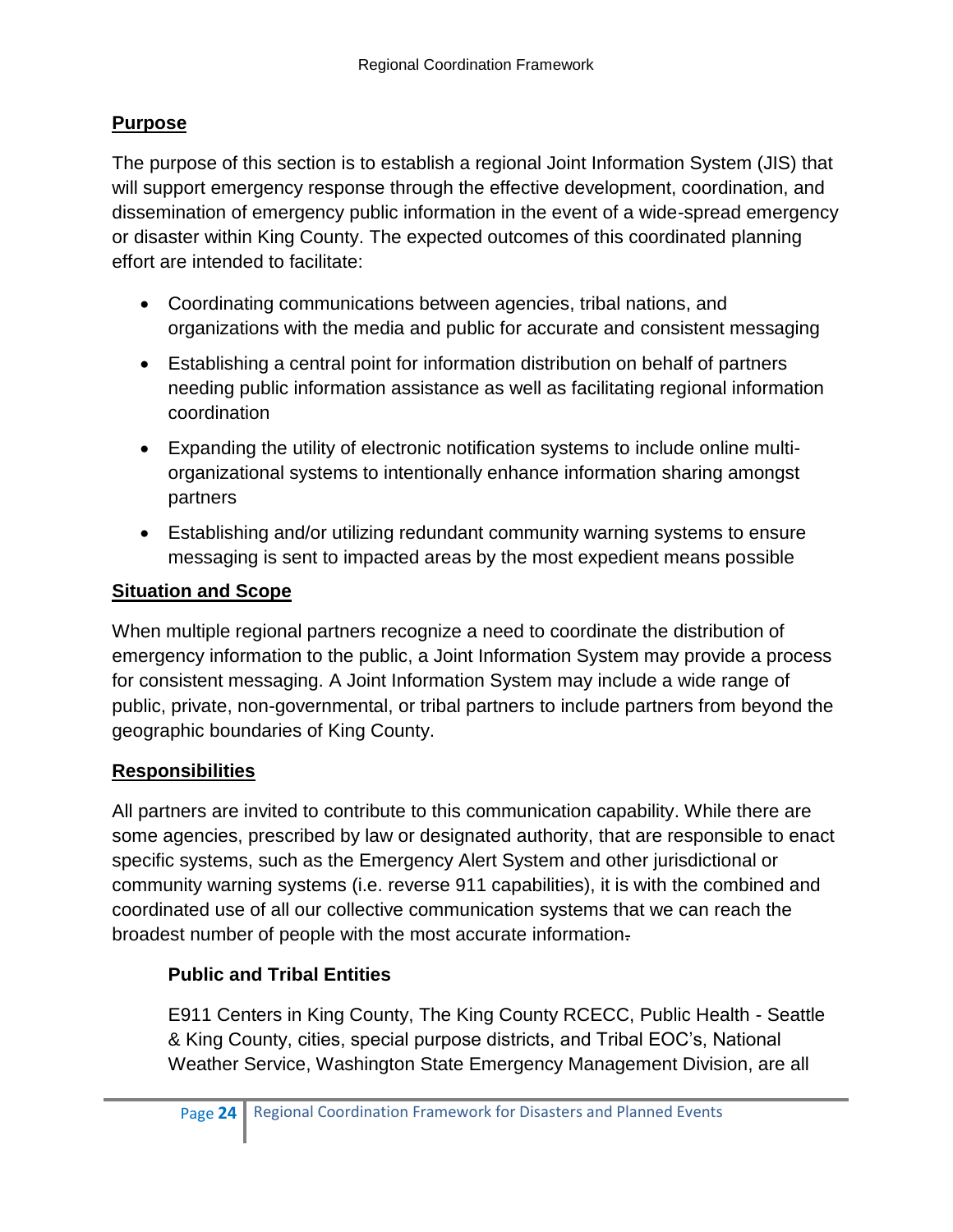## Purpose

The purpose of this section is to establish a regional Joint Information System (JIS) that will support emergency response through the effective development, coordination, and dissemination of emergency public information in the event of a wide-spread emergency or disaster within King County. The expected outcomes of this coordinated planning effort are intended to facilitate:

- Coordinating communications between agencies, tribal nations, and organizations with the media and public for accurate and consistent messaging
- Establishing a central point for information distribution on behalf of partners needing public information assistance as well as facilitating regional information coordination
- Expanding the utility of electronic notification systems to include online multi-organizational systems to intentionally enhance information sharing amongst partners
- Establishing and/or utilizing redundant community warning systems to ensure messaging is sent to impacted areas by the most expedient means possible

## Situation and Scope

When multiple regional partners recognize a need to coordinate the distribution of emergency information to the public, a Joint Information System may provide a process for consistent messaging. A Joint Information System may include a wide range of public, private, non-governmental, or tribal partners to include partners from beyond the geographic boundaries of King County.

## Responsibilities

All partners are invited to contribute to this communication capability. While there are some agencies, prescribed by law or designated authority, that are responsible to enact specific systems, such as the Emergency Alert System and other jurisdictional or community warning systems (i.e. reverse 911 capabilities), it is with the combined and coordinated use of all our collective communication systems that we can reach the broadest number of people with the most accurate information.

### Public and Tribal Entities

E911 Centers in King County, The King County RCECC, Public Health - Seattle & King County, cities, special purpose districts, and Tribal EOC's, National Weather Service, Washington State Emergency Management Division, are all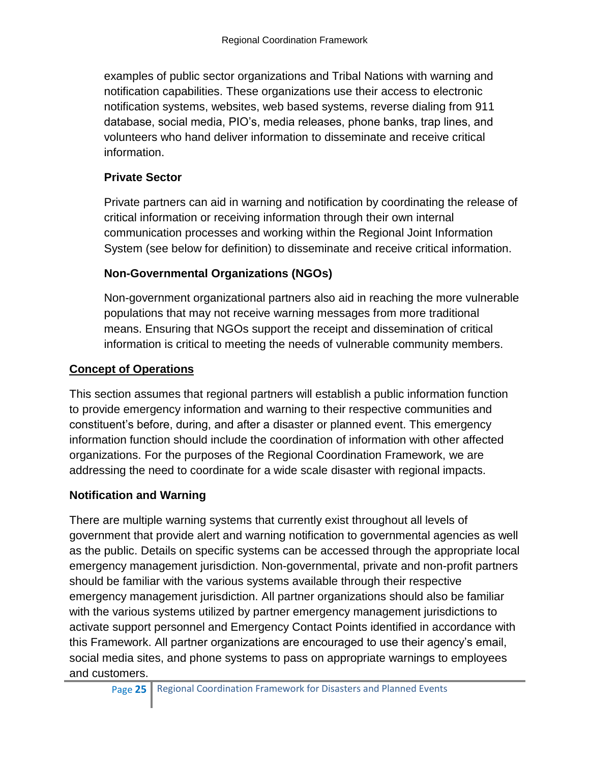examples of public sector organizations and Tribal Nations with warning and notification capabilities. These organizations use their access to electronic notification systems, websites, web based systems, reverse dialing from 911 database, social media, PIO's, media releases, phone banks, trap lines, and volunteers who hand deliver information to disseminate and receive critical information.

### Private Sector

Private partners can aid in warning and notification by coordinating the release of critical information or receiving information through their own internal communication processes and working within the Regional Joint Information System (see below for definition) to disseminate and receive critical information.

### Non-Governmental Organizations (NGOs)

Non-government organizational partners also aid in reaching the more vulnerable populations that may not receive warning messages from more traditional means. Ensuring that NGOs support the receipt and dissemination of critical information is critical to meeting the needs of vulnerable community members.

## Concept of Operations

This section assumes that regional partners will establish a public information function to provide emergency information and warning to their respective communities and constituent's before, during, and after a disaster or planned event. This emergency information function should include the coordination of information with other affected organizations. For the purposes of the Regional Coordination Framework, we are addressing the need to coordinate for a wide scale disaster with regional impacts.

### Notification and Warning

There are multiple warning systems that currently exist throughout all levels of government that provide alert and warning notification to governmental agencies as well as the public. Details on specific systems can be accessed through the appropriate local emergency management jurisdiction. Non-governmental, private and non-profit partners should be familiar with the various systems available through their respective emergency management jurisdiction. All partner organizations should also be familiar with the various systems utilized by partner emergency management jurisdictions to activate support personnel and Emergency Contact Points identified in accordance with this Framework. All partner organizations are encouraged to use their agency's email, social media sites, and phone systems to pass on appropriate warnings to employees and customers.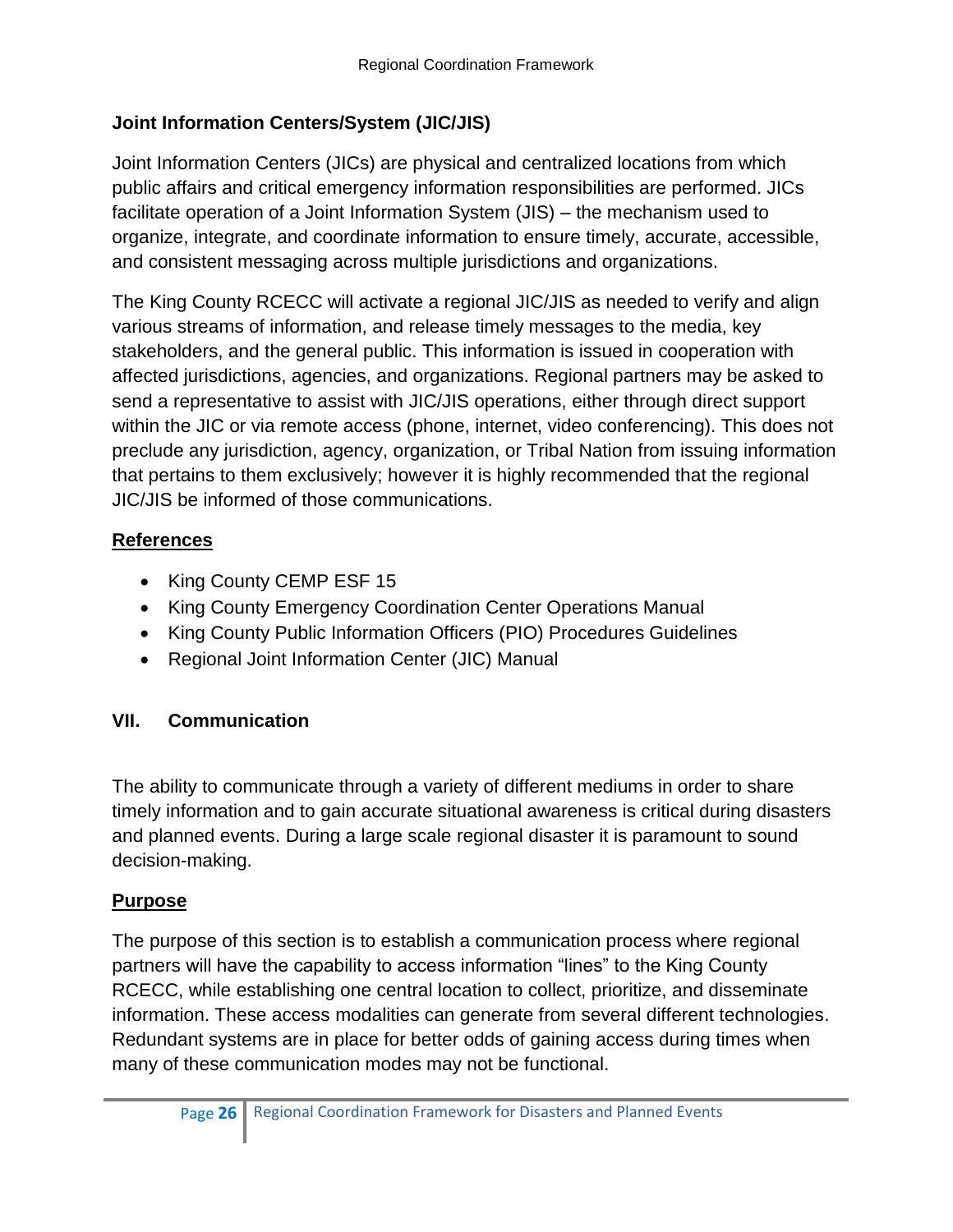### Joint Information Centers/System (JIC/JIS)

Joint Information Centers (JICs) are physical and centralized locations from which public affairs and critical emergency information responsibilities are performed. JICs facilitate operation of a Joint Information System (JIS) – the mechanism used to organize, integrate, and coordinate information to ensure timely, accurate, accessible, and consistent messaging across multiple jurisdictions and organizations.

The King County RCECC will activate a regional JIC/JIS as needed to verify and align various streams of information, and release timely messages to the media, key stakeholders, and the general public. This information is issued in cooperation with affected jurisdictions, agencies, and organizations. Regional partners may be asked to send a representative to assist with JIC/JIS operations, either through direct support within the JIC or via remote access (phone, internet, video conferencing). This does not preclude any jurisdiction, agency, organization, or Tribal Nation from issuing information that pertains to them exclusively; however it is highly recommended that the regional JIC/JIS be informed of those communications.

**References**

- King County CEMP ESF 15
- King County Emergency Coordination Center Operations Manual
- King County Public Information Officers (PIO) Procedures Guidelines
- Regional Joint Information Center (JIC) Manual

## VII. Communication

The ability to communicate through a variety of different mediums in order to share timely information and to gain accurate situational awareness is critical during disasters and planned events. During a large scale regional disaster it is paramount to sound decision-making.

**Purpose**

The purpose of this section is to establish a communication process where regional partners will have the capability to access information "lines" to the King County RCECC, while establishing one central location to collect, prioritize, and disseminate information. These access modalities can generate from several different technologies. Redundant systems are in place for better odds of gaining access during times when many of these communication modes may not be functional.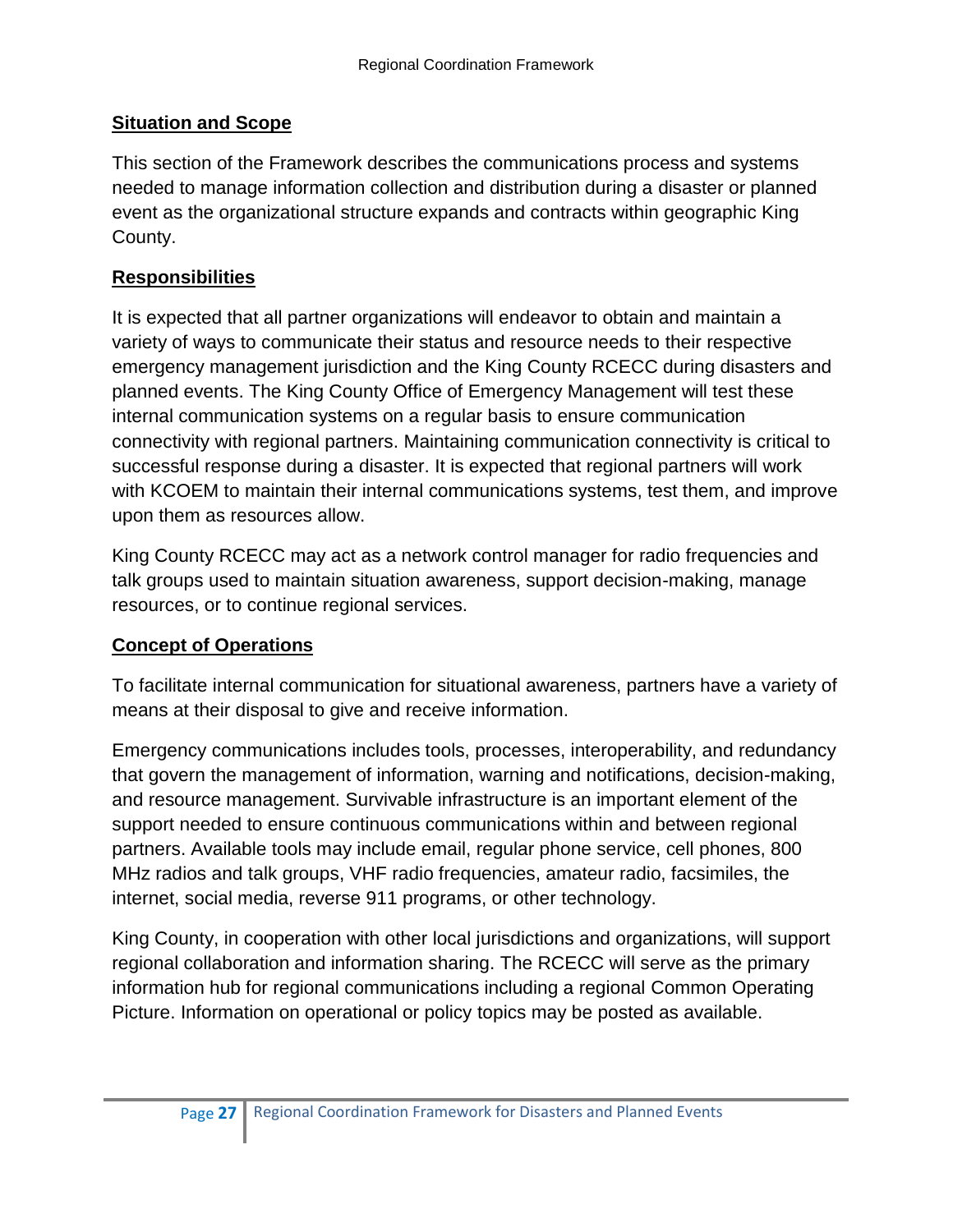## Situation and Scope

This section of the Framework describes the communications process and systems needed to manage information collection and distribution during a disaster or planned event as the organizational structure expands and contracts within geographic King County.

## Responsibilities

It is expected that all partner organizations will endeavor to obtain and maintain a variety of ways to communicate their status and resource needs to their respective emergency management jurisdiction and the King County RCECC during disasters and planned events. The King County Office of Emergency Management will test these internal communication systems on a regular basis to ensure communication connectivity with regional partners. Maintaining communication connectivity is critical to successful response during a disaster. It is expected that regional partners will work with KCOEM to maintain their internal communications systems, test them, and improve upon them as resources allow.

King County RCECC may act as a network control manager for radio frequencies and talk groups used to maintain situation awareness, support decision-making, manage resources, or to continue regional services.

## Concept of Operations

To facilitate internal communication for situational awareness, partners have a variety of means at their disposal to give and receive information.

Emergency communications includes tools, processes, interoperability, and redundancy that govern the management of information, warning and notifications, decision-making, and resource management. Survivable infrastructure is an important element of the support needed to ensure continuous communications within and between regional partners. Available tools may include email, regular phone service, cell phones, 800 MHz radios and talk groups, VHF radio frequencies, amateur radio, facsimiles, the internet, social media, reverse 911 programs, or other technology.

King County, in cooperation with other local jurisdictions and organizations, will support regional collaboration and information sharing. The RCECC will serve as the primary information hub for regional communications including a regional Common Operating Picture. Information on operational or policy topics may be posted as available.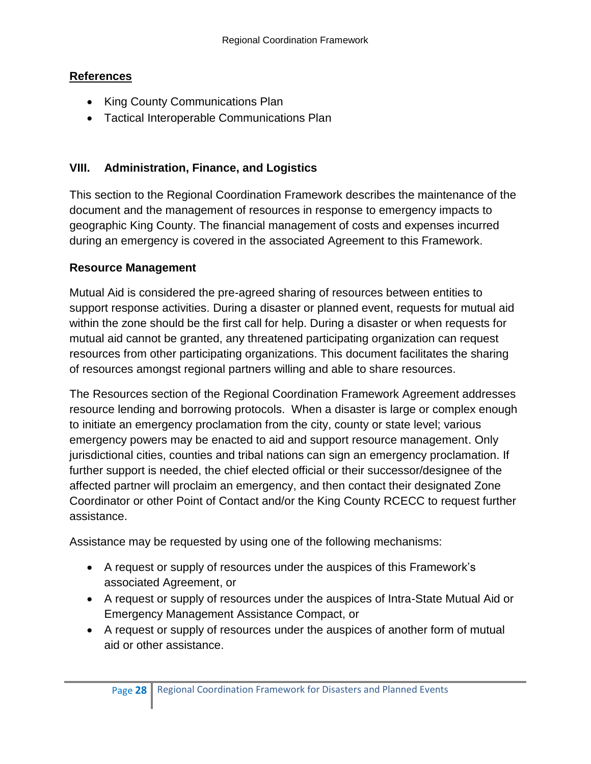**References**

- King County Communications Plan
- Tactical Interoperable Communications Plan

## VIII. Administration, Finance, and Logistics

This section to the Regional Coordination Framework describes the maintenance of the document and the management of resources in response to emergency impacts to geographic King County. The financial management of costs and expenses incurred during an emergency is covered in the associated Agreement to this Framework.

### Resource Management

Mutual Aid is considered the pre-agreed sharing of resources between entities to support response activities. During a disaster or planned event, requests for mutual aid within the zone should be the first call for help. During a disaster or when requests for mutual aid cannot be granted, any threatened participating organization can request resources from other participating organizations. This document facilitates the sharing of resources amongst regional partners willing and able to share resources.

The Resources section of the Regional Coordination Framework Agreement addresses resource lending and borrowing protocols. When a disaster is large or complex enough to initiate an emergency proclamation from the city, county or state level; various emergency powers may be enacted to aid and support resource management. Only jurisdictional cities, counties and tribal nations can sign an emergency proclamation. If further support is needed, the chief elected official or their successor/designee of the affected partner will proclaim an emergency, and then contact their designated Zone Coordinator or other Point of Contact and/or the King County RCECC to request further assistance.

Assistance may be requested by using one of the following mechanisms:

- A request or supply of resources under the auspices of this Framework's associated Agreement, or
- A request or supply of resources under the auspices of Intra-State Mutual Aid or Emergency Management Assistance Compact, or
- A request or supply of resources under the auspices of another form of mutual aid or other assistance.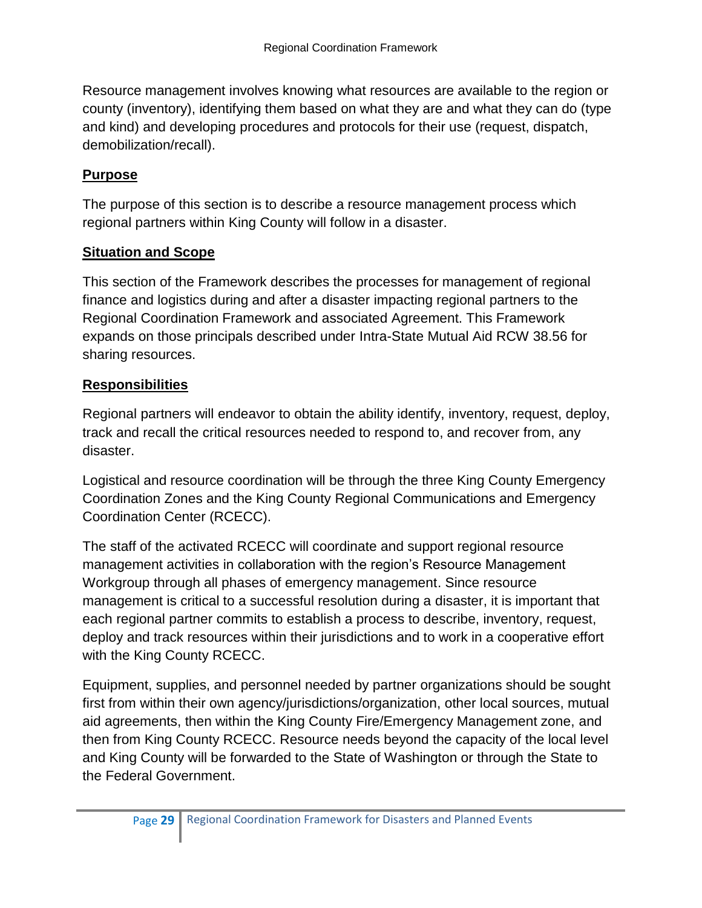Resource management involves knowing what resources are available to the region or county (inventory), identifying them based on what they are and what they can do (type and kind) and developing procedures and protocols for their use (request, dispatch, demobilization/recall).

## Purpose

The purpose of this section is to describe a resource management process which regional partners within King County will follow in a disaster.

## Situation and Scope

This section of the Framework describes the processes for management of regional finance and logistics during and after a disaster impacting regional partners to the Regional Coordination Framework and associated Agreement. This Framework expands on those principals described under Intra-State Mutual Aid RCW 38.56 for sharing resources.

## Responsibilities

Regional partners will endeavor to obtain the ability identify, inventory, request, deploy, track and recall the critical resources needed to respond to, and recover from, any disaster.

Logistical and resource coordination will be through the three King County Emergency Coordination Zones and the King County Regional Communications and Emergency Coordination Center (RCECC).

The staff of the activated RCECC will coordinate and support regional resource management activities in collaboration with the region's Resource Management Workgroup through all phases of emergency management. Since resource management is critical to a successful resolution during a disaster, it is important that each regional partner commits to establish a process to describe, inventory, request, deploy and track resources within their jurisdictions and to work in a cooperative effort with the King County RCECC.

Equipment, supplies, and personnel needed by partner organizations should be sought first from within their own agency/jurisdictions/organization, other local sources, mutual aid agreements, then within the King County Fire/Emergency Management zone, and then from King County RCECC. Resource needs beyond the capacity of the local level and King County will be forwarded to the State of Washington or through the State to the Federal Government.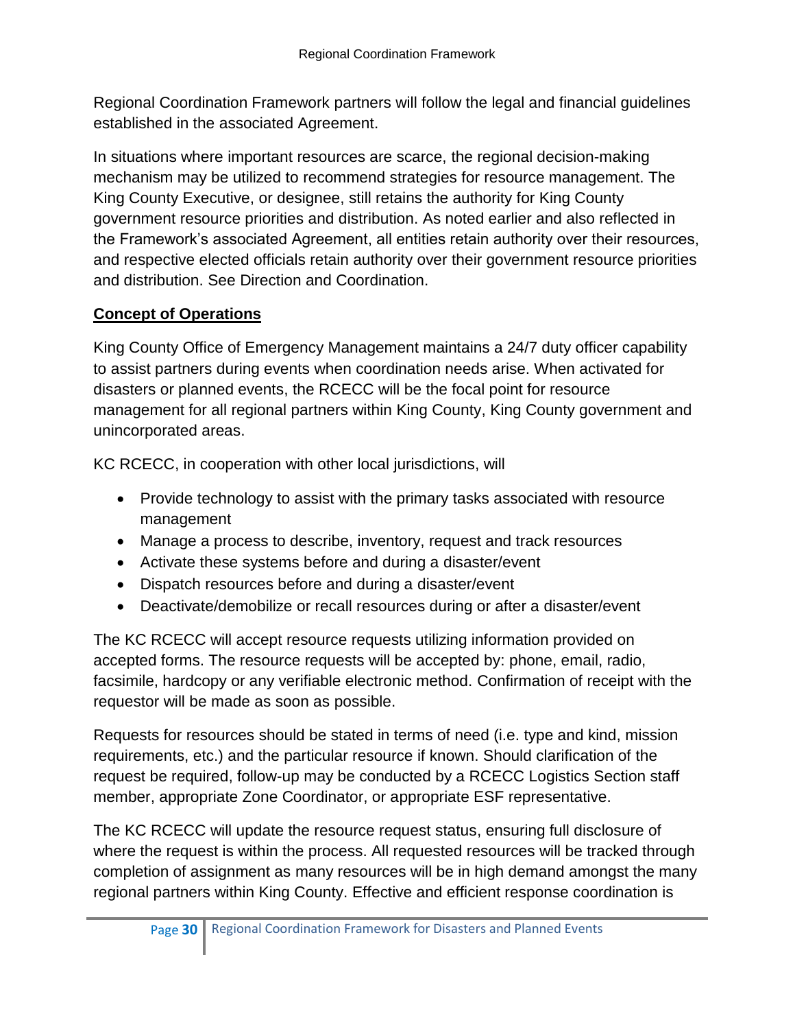Regional Coordination Framework partners will follow the legal and financial guidelines established in the associated Agreement.

In situations where important resources are scarce, the regional decision-making mechanism may be utilized to recommend strategies for resource management. The King County Executive, or designee, still retains the authority for King County government resource priorities and distribution. As noted earlier and also reflected in the Framework's associated Agreement, all entities retain authority over their resources, and respective elected officials retain authority over their government resource priorities and distribution. See Direction and Coordination.

## Concept of Operations

King County Office of Emergency Management maintains a 24/7 duty officer capability to assist partners during events when coordination needs arise. When activated for disasters or planned events, the RCECC will be the focal point for resource management for all regional partners within King County, King County government and unincorporated areas.

KC RCECC, in cooperation with other local jurisdictions, will

- Provide technology to assist with the primary tasks associated with resource management
- Manage a process to describe, inventory, request and track resources
- Activate these systems before and during a disaster/event
- Dispatch resources before and during a disaster/event
- Deactivate/demobilize or recall resources during or after a disaster/event

The KC RCECC will accept resource requests utilizing information provided on accepted forms. The resource requests will be accepted by: phone, email, radio, facsimile, hardcopy or any verifiable electronic method. Confirmation of receipt with the requestor will be made as soon as possible.

Requests for resources should be stated in terms of need (i.e. type and kind, mission requirements, etc.) and the particular resource if known. Should clarification of the request be required, follow-up may be conducted by a RCECC Logistics Section staff member, appropriate Zone Coordinator, or appropriate ESF representative.

The KC RCECC will update the resource request status, ensuring full disclosure of where the request is within the process. All requested resources will be tracked through completion of assignment as many resources will be in high demand amongst the many regional partners within King County. Effective and efficient response coordination is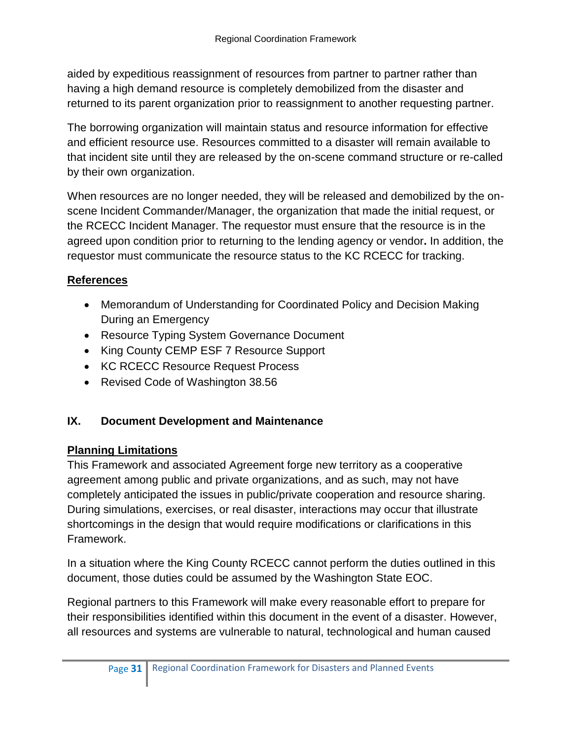aided by expeditious reassignment of resources from partner to partner rather than having a high demand resource is completely demobilized from the disaster and returned to its parent organization prior to reassignment to another requesting partner.

The borrowing organization will maintain status and resource information for effective and efficient resource use. Resources committed to a disaster will remain available to that incident site until they are released by the on-scene command structure or re-called by their own organization.

When resources are no longer needed, they will be released and demobilized by the on-scene Incident Commander/Manager, the organization that made the initial request, or the RCECC Incident Manager. The requestor must ensure that the resource is in the agreed upon condition prior to returning to the lending agency or vendor**.** In addition, the requestor must communicate the resource status to the KC RCECC for tracking.

**References**

- Memorandum of Understanding for Coordinated Policy and Decision Making During an Emergency
- Resource Typing System Governance Document
- King County CEMP ESF 7 Resource Support
- KC RCECC Resource Request Process
- Revised Code of Washington 38.56

## IX. Document Development and Maintenance

**Planning Limitations**

This Framework and associated Agreement forge new territory as a cooperative agreement among public and private organizations, and as such, may not have completely anticipated the issues in public/private cooperation and resource sharing. During simulations, exercises, or real disaster, interactions may occur that illustrate shortcomings in the design that would require modifications or clarifications in this Framework.

In a situation where the King County RCECC cannot perform the duties outlined in this document, those duties could be assumed by the Washington State EOC.

Regional partners to this Framework will make every reasonable effort to prepare for their responsibilities identified within this document in the event of a disaster. However, all resources and systems are vulnerable to natural, technological and human caused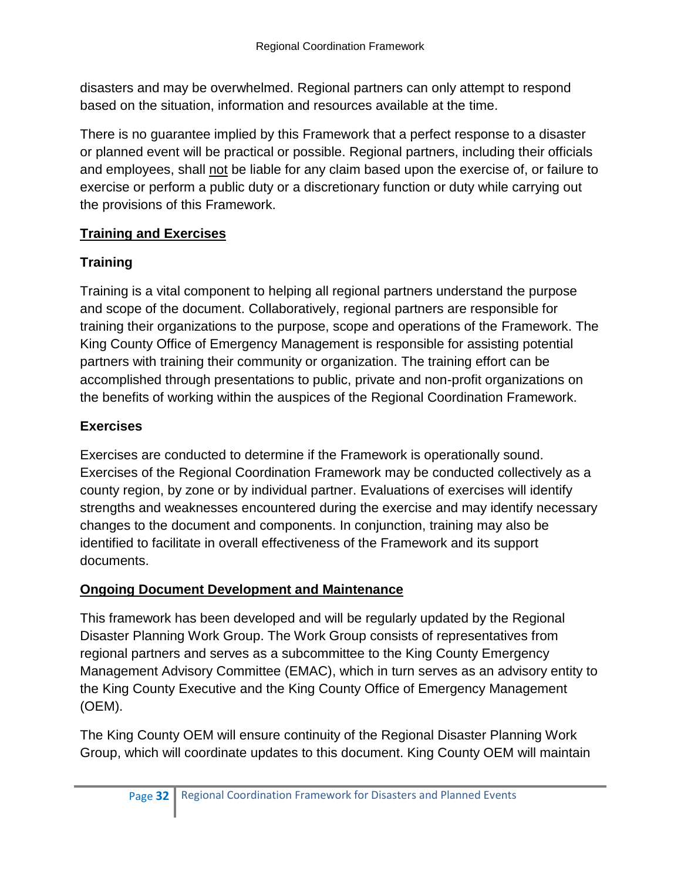disasters and may be overwhelmed. Regional partners can only attempt to respond based on the situation, information and resources available at the time.

There is no guarantee implied by this Framework that a perfect response to a disaster or planned event will be practical or possible. Regional partners, including their officials and employees, shall <u>not</u> be liable for any claim based upon the exercise of, or failure to exercise or perform a public duty or a discretionary function or duty while carrying out the provisions of this Framework.

## **<u>Training and Exercises</u>**

### **Training**

Training is a vital component to helping all regional partners understand the purpose and scope of the document. Collaboratively, regional partners are responsible for training their organizations to the purpose, scope and operations of the Framework. The King County Office of Emergency Management is responsible for assisting potential partners with training their community or organization. The training effort can be accomplished through presentations to public, private and non-profit organizations on the benefits of working within the auspices of the Regional Coordination Framework.

### **Exercises**

Exercises are conducted to determine if the Framework is operationally sound. Exercises of the Regional Coordination Framework may be conducted collectively as a county region, by zone or by individual partner. Evaluations of exercises will identify strengths and weaknesses encountered during the exercise and may identify necessary changes to the document and components. In conjunction, training may also be identified to facilitate in overall effectiveness of the Framework and its support documents.

## **<u>Ongoing Document Development and Maintenance</u>**

This framework has been developed and will be regularly updated by the Regional Disaster Planning Work Group. The Work Group consists of representatives from regional partners and serves as a subcommittee to the King County Emergency Management Advisory Committee (EMAC), which in turn serves as an advisory entity to the King County Executive and the King County Office of Emergency Management (OEM).

The King County OEM will ensure continuity of the Regional Disaster Planning Work Group, which will coordinate updates to this document. King County OEM will maintain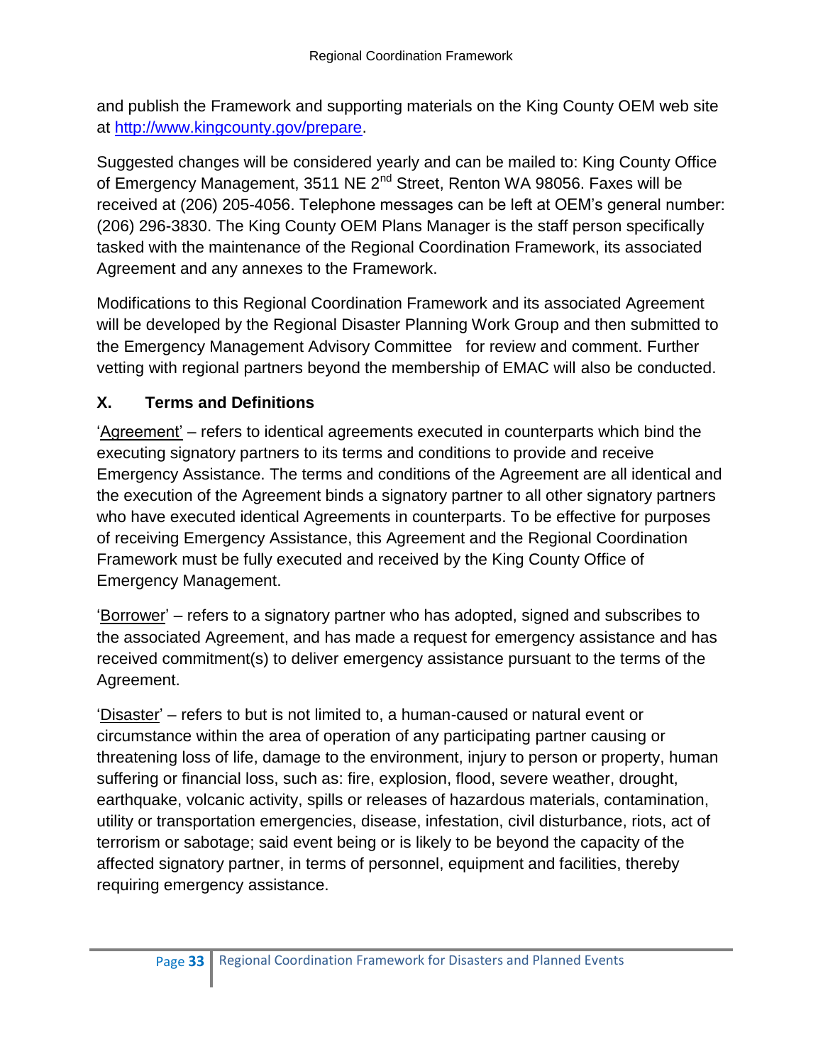and publish the Framework and supporting materials on the King County OEM web site at http://www.kingcounty.gov/prepare.

Suggested changes will be considered yearly and can be mailed to: King County Office of Emergency Management, 3511 NE 2nd Street, Renton WA 98056. Faxes will be received at (206) 205-4056. Telephone messages can be left at OEM's general number: (206) 296-3830. The King County OEM Plans Manager is the staff person specifically tasked with the maintenance of the Regional Coordination Framework, its associated Agreement and any annexes to the Framework.

Modifications to this Regional Coordination Framework and its associated Agreement will be developed by the Regional Disaster Planning Work Group and then submitted to the Emergency Management Advisory Committee for review and comment. Further vetting with regional partners beyond the membership of EMAC will also be conducted.

## X. Terms and Definitions

'Agreement' – refers to identical agreements executed in counterparts which bind the executing signatory partners to its terms and conditions to provide and receive Emergency Assistance. The terms and conditions of the Agreement are all identical and the execution of the Agreement binds a signatory partner to all other signatory partners who have executed identical Agreements in counterparts. To be effective for purposes of receiving Emergency Assistance, this Agreement and the Regional Coordination Framework must be fully executed and received by the King County Office of Emergency Management.

'Borrower' – refers to a signatory partner who has adopted, signed and subscribes to the associated Agreement, and has made a request for emergency assistance and has received commitment(s) to deliver emergency assistance pursuant to the terms of the Agreement.

'Disaster' – refers to but is not limited to, a human-caused or natural event or circumstance within the area of operation of any participating partner causing or threatening loss of life, damage to the environment, injury to person or property, human suffering or financial loss, such as: fire, explosion, flood, severe weather, drought, earthquake, volcanic activity, spills or releases of hazardous materials, contamination, utility or transportation emergencies, disease, infestation, civil disturbance, riots, act of terrorism or sabotage; said event being or is likely to be beyond the capacity of the affected signatory partner, in terms of personnel, equipment and facilities, thereby requiring emergency assistance.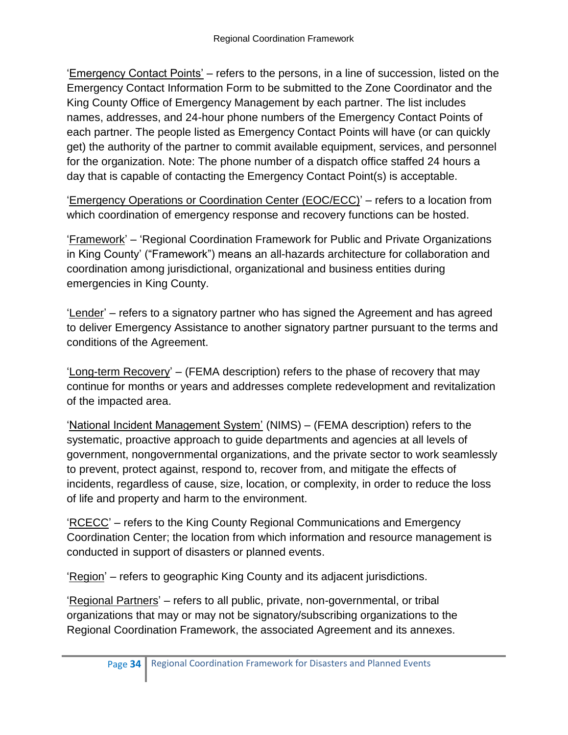'Emergency Contact Points' – refers to the persons, in a line of succession, listed on the Emergency Contact Information Form to be submitted to the Zone Coordinator and the King County Office of Emergency Management by each partner. The list includes names, addresses, and 24-hour phone numbers of the Emergency Contact Points of each partner. The people listed as Emergency Contact Points will have (or can quickly get) the authority of the partner to commit available equipment, services, and personnel for the organization. Note: The phone number of a dispatch office staffed 24 hours a day that is capable of contacting the Emergency Contact Point(s) is acceptable.

'Emergency Operations or Coordination Center (EOC/ECC)' – refers to a location from which coordination of emergency response and recovery functions can be hosted.

'Framework' – 'Regional Coordination Framework for Public and Private Organizations in King County' ("Framework") means an all-hazards architecture for collaboration and coordination among jurisdictional, organizational and business entities during emergencies in King County.

'Lender' – refers to a signatory partner who has signed the Agreement and has agreed to deliver Emergency Assistance to another signatory partner pursuant to the terms and conditions of the Agreement.

'Long-term Recovery' – (FEMA description) refers to the phase of recovery that may continue for months or years and addresses complete redevelopment and revitalization of the impacted area.

'National Incident Management System' (NIMS) – (FEMA description) refers to the systematic, proactive approach to guide departments and agencies at all levels of government, nongovernmental organizations, and the private sector to work seamlessly to prevent, protect against, respond to, recover from, and mitigate the effects of incidents, regardless of cause, size, location, or complexity, in order to reduce the loss of life and property and harm to the environment.

'RCECC' – refers to the King County Regional Communications and Emergency Coordination Center; the location from which information and resource management is conducted in support of disasters or planned events.

'Region' – refers to geographic King County and its adjacent jurisdictions.

'Regional Partners' – refers to all public, private, non-governmental, or tribal organizations that may or may not be signatory/subscribing organizations to the Regional Coordination Framework, the associated Agreement and its annexes.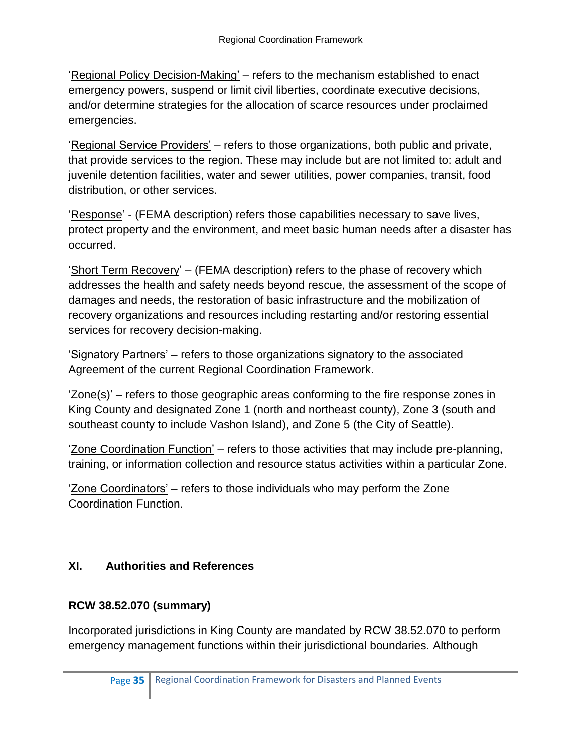'Regional Policy Decision-Making' – refers to the mechanism established to enact emergency powers, suspend or limit civil liberties, coordinate executive decisions, and/or determine strategies for the allocation of scarce resources under proclaimed emergencies.

'Regional Service Providers' – refers to those organizations, both public and private, that provide services to the region. These may include but are not limited to: adult and juvenile detention facilities, water and sewer utilities, power companies, transit, food distribution, or other services.

'Response' - (FEMA description) refers those capabilities necessary to save lives, protect property and the environment, and meet basic human needs after a disaster has occurred.

'Short Term Recovery' – (FEMA description) refers to the phase of recovery which addresses the health and safety needs beyond rescue, the assessment of the scope of damages and needs, the restoration of basic infrastructure and the mobilization of recovery organizations and resources including restarting and/or restoring essential services for recovery decision-making.

'Signatory Partners' – refers to those organizations signatory to the associated Agreement of the current Regional Coordination Framework.

'Zone(s)' – refers to those geographic areas conforming to the fire response zones in King County and designated Zone 1 (north and northeast county), Zone 3 (south and southeast county to include Vashon Island), and Zone 5 (the City of Seattle).

'Zone Coordination Function' – refers to those activities that may include pre-planning, training, or information collection and resource status activities within a particular Zone.

'Zone Coordinators' – refers to those individuals who may perform the Zone Coordination Function.

## XI. Authorities and References

### RCW 38.52.070 (summary)

Incorporated jurisdictions in King County are mandated by RCW 38.52.070 to perform emergency management functions within their jurisdictional boundaries. Although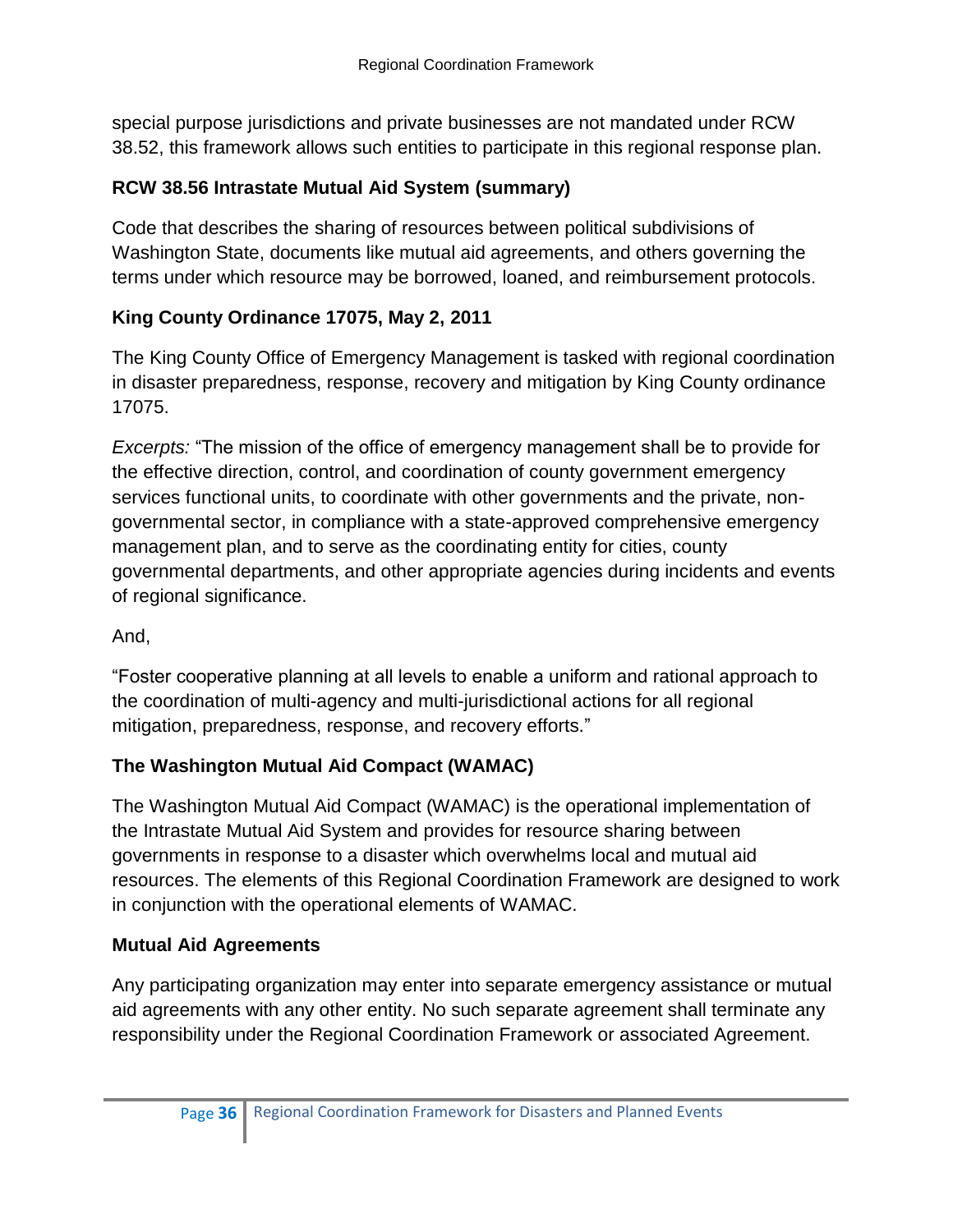special purpose jurisdictions and private businesses are not mandated under RCW 38.52, this framework allows such entities to participate in this regional response plan.

### RCW 38.56 Intrastate Mutual Aid System (summary)

Code that describes the sharing of resources between political subdivisions of Washington State, documents like mutual aid agreements, and others governing the terms under which resource may be borrowed, loaned, and reimbursement protocols.

### King County Ordinance 17075, May 2, 2011

The King County Office of Emergency Management is tasked with regional coordination in disaster preparedness, response, recovery and mitigation by King County ordinance 17075.

*Excerpts:* "The mission of the office of emergency management shall be to provide for the effective direction, control, and coordination of county government emergency services functional units, to coordinate with other governments and the private, non-governmental sector, in compliance with a state-approved comprehensive emergency management plan, and to serve as the coordinating entity for cities, county governmental departments, and other appropriate agencies during incidents and events of regional significance.

And,

"Foster cooperative planning at all levels to enable a uniform and rational approach to the coordination of multi-agency and multi-jurisdictional actions for all regional mitigation, preparedness, response, and recovery efforts."

### The Washington Mutual Aid Compact (WAMAC)

The Washington Mutual Aid Compact (WAMAC) is the operational implementation of the Intrastate Mutual Aid System and provides for resource sharing between governments in response to a disaster which overwhelms local and mutual aid resources. The elements of this Regional Coordination Framework are designed to work in conjunction with the operational elements of WAMAC.

### Mutual Aid Agreements

Any participating organization may enter into separate emergency assistance or mutual aid agreements with any other entity. No such separate agreement shall terminate any responsibility under the Regional Coordination Framework or associated Agreement.